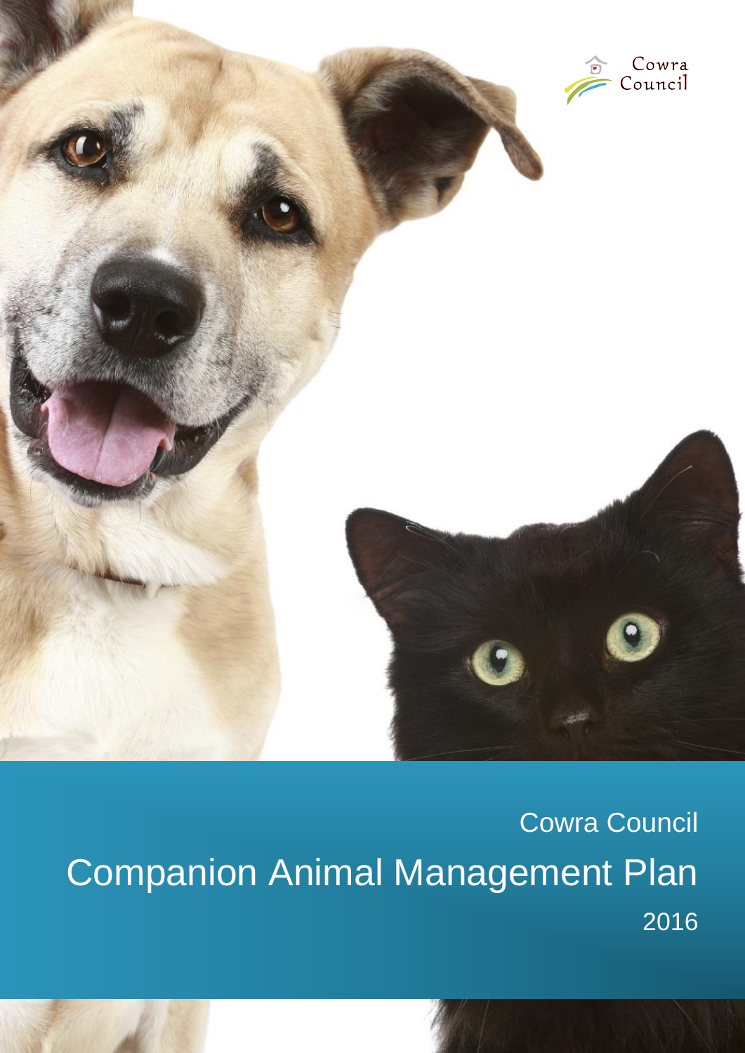Cowra Council

# Companion Animal Management Plan

2016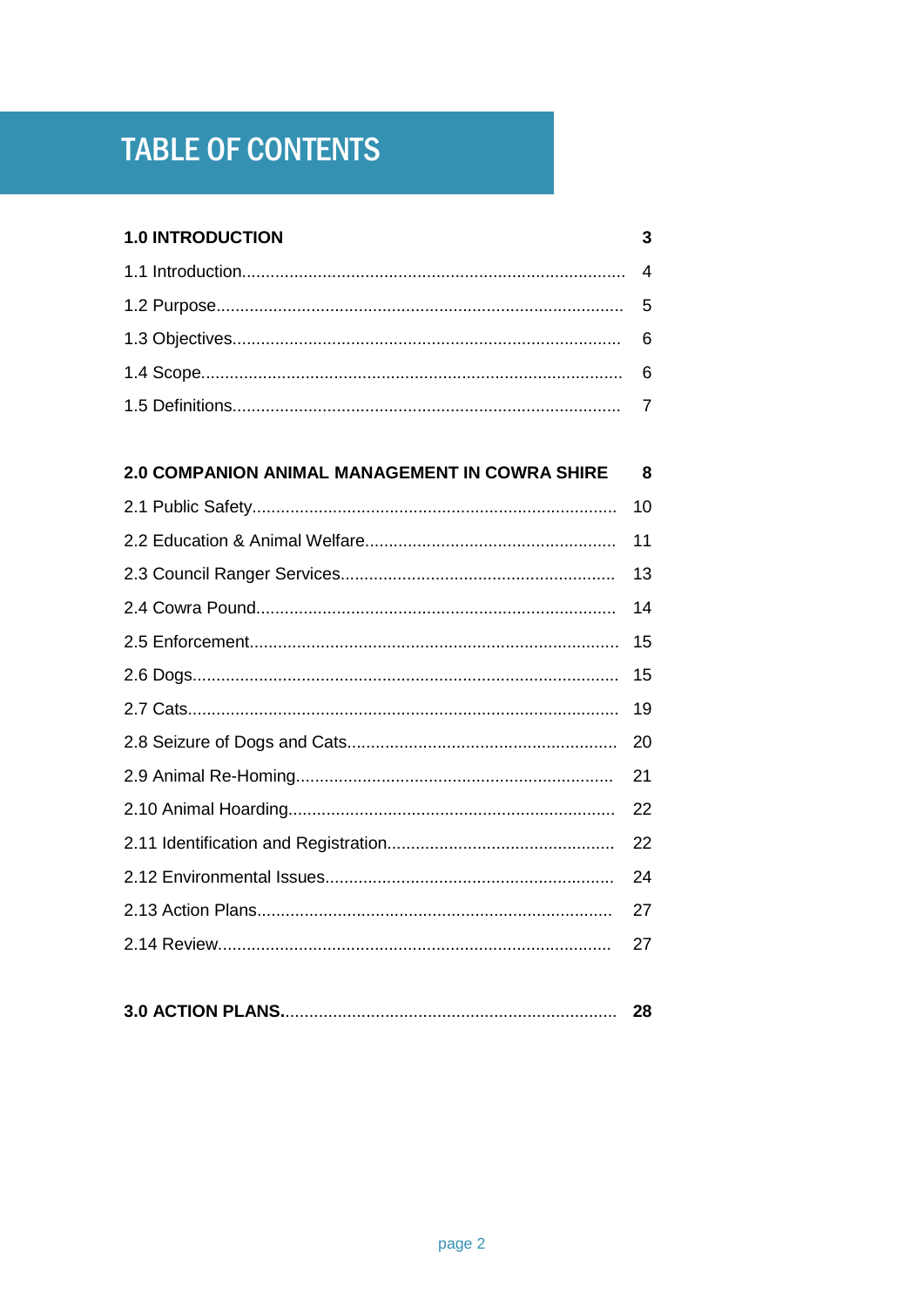# TABLE OF CONTENTS

| | |
|---|---|
| **1.0 INTRODUCTION** | **3** |
| 1.1 Introduction | 4 |
| 1.2 Purpose | 5 |
| 1.3 Objectives | 6 |
| 1.4 Scope | 6 |
| 1.5 Definitions | 7 |
| **2.0 COMPANION ANIMAL MANAGEMENT IN COWRA SHIRE** | **8** |
| 2.1 Public Safety | 10 |
| 2.2 Education & Animal Welfare | 11 |
| 2.3 Council Ranger Services | 13 |
| 2.4 Cowra Pound | 14 |
| 2.5 Enforcement | 15 |
| 2.6 Dogs | 15 |
| 2.7 Cats | 19 |
| 2.8 Seizure of Dogs and Cats | 20 |
| 2.9 Animal Re-Homing | 21 |
| 2.10 Animal Hoarding | 22 |
| 2.11 Identification and Registration | 22 |
| 2.12 Environmental Issues | 24 |
| 2.13 Action Plans | 27 |
| 2.14 Review | 27 |
| **3.0 ACTION PLANS** | **28** |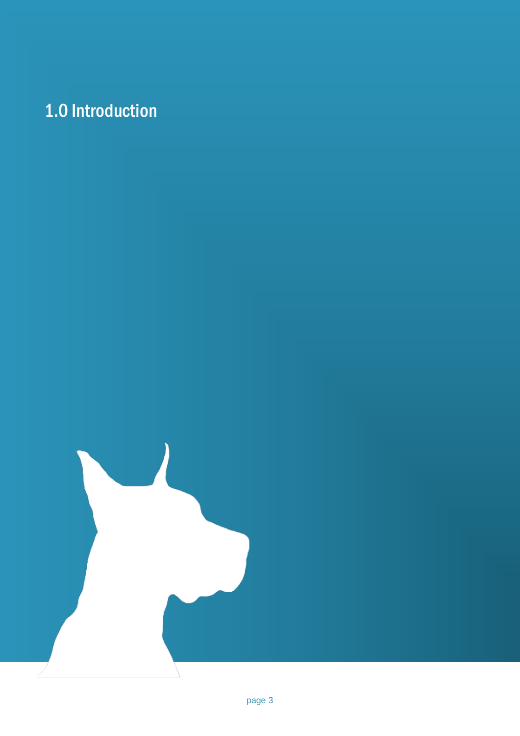# 1.0 Introduction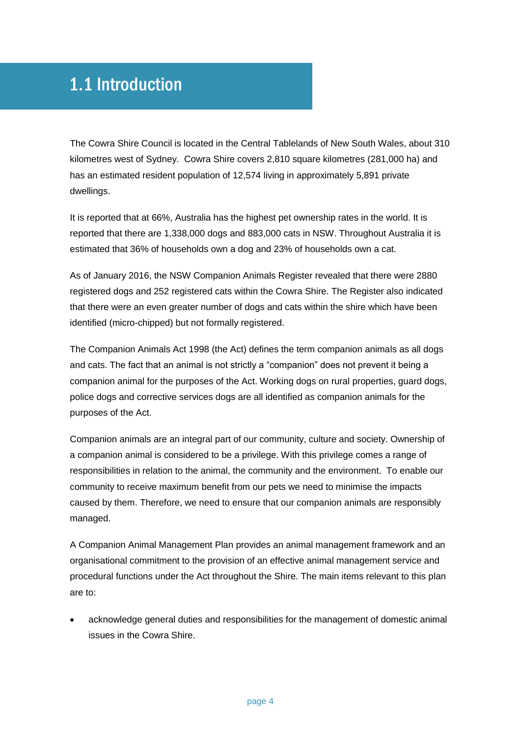# 1.1 Introduction

The Cowra Shire Council is located in the Central Tablelands of New South Wales, about 310 kilometres west of Sydney. Cowra Shire covers 2,810 square kilometres (281,000 ha) and has an estimated resident population of 12,574 living in approximately 5,891 private dwellings.

It is reported that at 66%, Australia has the highest pet ownership rates in the world. It is reported that there are 1,338,000 dogs and 883,000 cats in NSW. Throughout Australia it is estimated that 36% of households own a dog and 23% of households own a cat.

As of January 2016, the NSW Companion Animals Register revealed that there were 2880 registered dogs and 252 registered cats within the Cowra Shire. The Register also indicated that there were an even greater number of dogs and cats within the shire which have been identified (micro-chipped) but not formally registered.

The Companion Animals Act 1998 (the Act) defines the term companion animals as all dogs and cats. The fact that an animal is not strictly a "companion" does not prevent it being a companion animal for the purposes of the Act. Working dogs on rural properties, guard dogs, police dogs and corrective services dogs are all identified as companion animals for the purposes of the Act.

Companion animals are an integral part of our community, culture and society. Ownership of a companion animal is considered to be a privilege. With this privilege comes a range of responsibilities in relation to the animal, the community and the environment. To enable our community to receive maximum benefit from our pets we need to minimise the impacts caused by them. Therefore, we need to ensure that our companion animals are responsibly managed.

A Companion Animal Management Plan provides an animal management framework and an organisational commitment to the provision of an effective animal management service and procedural functions under the Act throughout the Shire. The main items relevant to this plan are to:

- acknowledge general duties and responsibilities for the management of domestic animal issues in the Cowra Shire.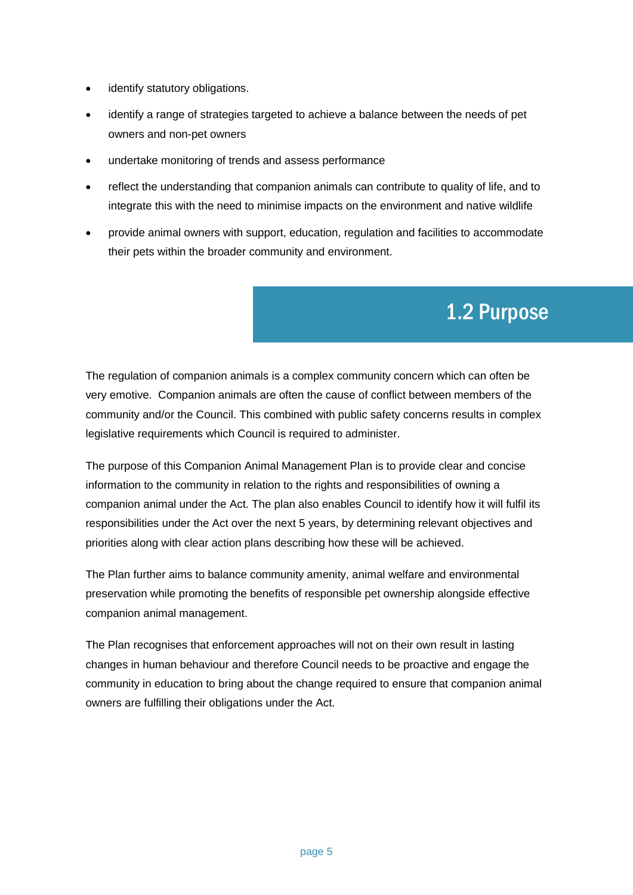- identify statutory obligations.
- identify a range of strategies targeted to achieve a balance between the needs of pet owners and non-pet owners
- undertake monitoring of trends and assess performance
- reflect the understanding that companion animals can contribute to quality of life, and to integrate this with the need to minimise impacts on the environment and native wildlife
- provide animal owners with support, education, regulation and facilities to accommodate their pets within the broader community and environment.

## 1.2 Purpose

The regulation of companion animals is a complex community concern which can often be very emotive. Companion animals are often the cause of conflict between members of the community and/or the Council. This combined with public safety concerns results in complex legislative requirements which Council is required to administer.

The purpose of this Companion Animal Management Plan is to provide clear and concise information to the community in relation to the rights and responsibilities of owning a companion animal under the Act. The plan also enables Council to identify how it will fulfil its responsibilities under the Act over the next 5 years, by determining relevant objectives and priorities along with clear action plans describing how these will be achieved.

The Plan further aims to balance community amenity, animal welfare and environmental preservation while promoting the benefits of responsible pet ownership alongside effective companion animal management.

The Plan recognises that enforcement approaches will not on their own result in lasting changes in human behaviour and therefore Council needs to be proactive and engage the community in education to bring about the change required to ensure that companion animal owners are fulfilling their obligations under the Act.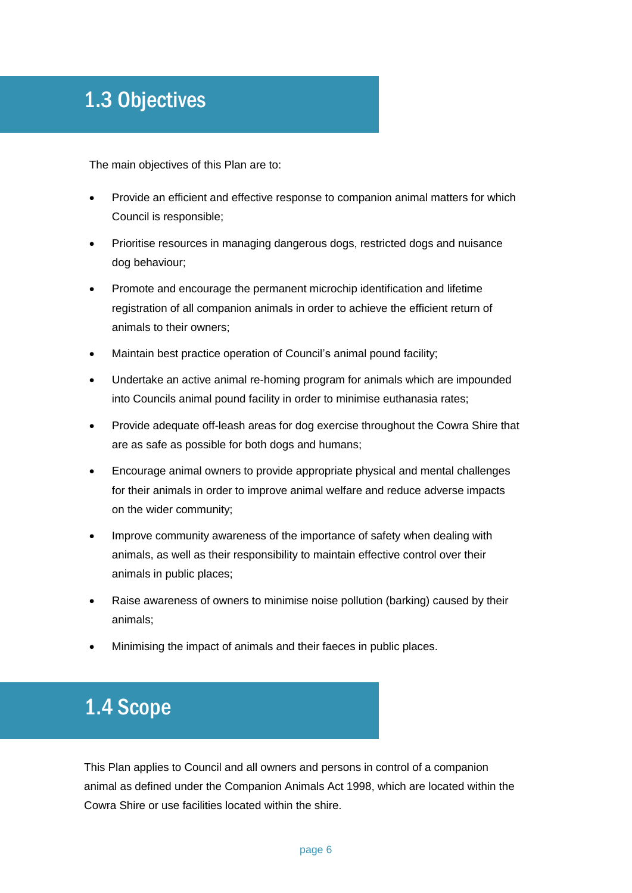## 1.3 Objectives

The main objectives of this Plan are to:

- Provide an efficient and effective response to companion animal matters for which Council is responsible;
- Prioritise resources in managing dangerous dogs, restricted dogs and nuisance dog behaviour;
- Promote and encourage the permanent microchip identification and lifetime registration of all companion animals in order to achieve the efficient return of animals to their owners;
- Maintain best practice operation of Council's animal pound facility;
- Undertake an active animal re-homing program for animals which are impounded into Councils animal pound facility in order to minimise euthanasia rates;
- Provide adequate off-leash areas for dog exercise throughout the Cowra Shire that are as safe as possible for both dogs and humans;
- Encourage animal owners to provide appropriate physical and mental challenges for their animals in order to improve animal welfare and reduce adverse impacts on the wider community;
- Improve community awareness of the importance of safety when dealing with animals, as well as their responsibility to maintain effective control over their animals in public places;
- Raise awareness of owners to minimise noise pollution (barking) caused by their animals;
- Minimising the impact of animals and their faeces in public places.

## 1.4 Scope

This Plan applies to Council and all owners and persons in control of a companion animal as defined under the Companion Animals Act 1998, which are located within the Cowra Shire or use facilities located within the shire.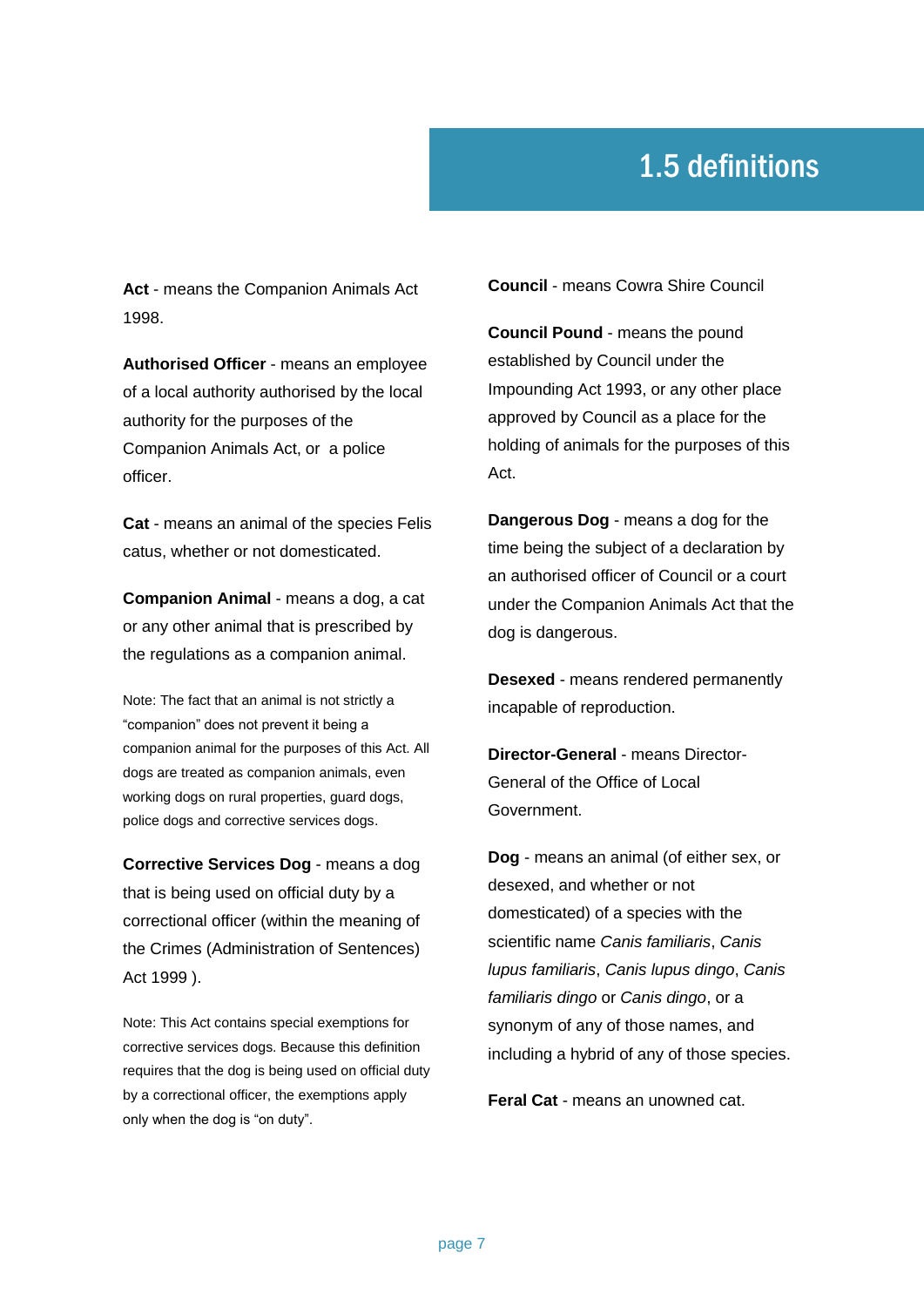# 1.5 definitions

**Act** - means the Companion Animals Act 1998.

**Authorised Officer** - means an employee of a local authority authorised by the local authority for the purposes of the Companion Animals Act, or a police officer.

**Cat** - means an animal of the species Felis catus, whether or not domesticated.

**Companion Animal** - means a dog, a cat or any other animal that is prescribed by the regulations as a companion animal.

Note: The fact that an animal is not strictly a "companion" does not prevent it being a companion animal for the purposes of this Act. All dogs are treated as companion animals, even working dogs on rural properties, guard dogs, police dogs and corrective services dogs.

**Corrective Services Dog** - means a dog that is being used on official duty by a correctional officer (within the meaning of the Crimes (Administration of Sentences) Act 1999 ).

Note: This Act contains special exemptions for corrective services dogs. Because this definition requires that the dog is being used on official duty by a correctional officer, the exemptions apply only when the dog is "on duty".

**Council** - means Cowra Shire Council

**Council Pound** - means the pound established by Council under the Impounding Act 1993, or any other place approved by Council as a place for the holding of animals for the purposes of this Act.

**Dangerous Dog** - means a dog for the time being the subject of a declaration by an authorised officer of Council or a court under the Companion Animals Act that the dog is dangerous.

**Desexed** - means rendered permanently incapable of reproduction.

**Director-General** - means Director-General of the Office of Local Government.

**Dog** - means an animal (of either sex, or desexed, and whether or not domesticated) of a species with the scientific name *Canis familiaris*, *Canis lupus familiaris*, *Canis lupus dingo*, *Canis familiaris dingo* or *Canis dingo*, or a synonym of any of those names, and including a hybrid of any of those species.

**Feral Cat** - means an unowned cat.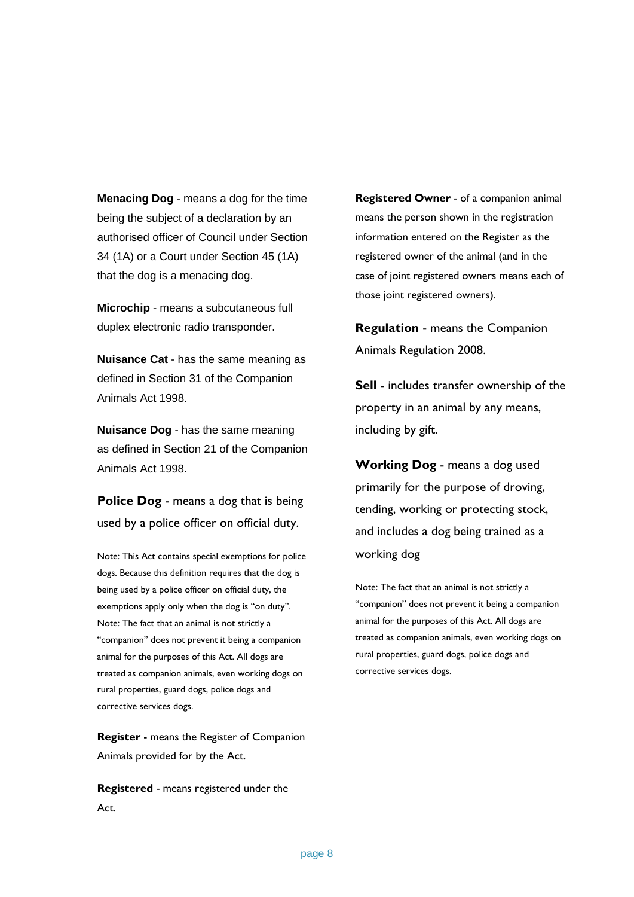**Menacing Dog** - means a dog for the time being the subject of a declaration by an authorised officer of Council under Section 34 (1A) or a Court under Section 45 (1A) that the dog is a menacing dog.

**Microchip** - means a subcutaneous full duplex electronic radio transponder.

**Nuisance Cat** - has the same meaning as defined in Section 31 of the Companion Animals Act 1998.

**Nuisance Dog** - has the same meaning as defined in Section 21 of the Companion Animals Act 1998.

**Police Dog** - means a dog that is being used by a police officer on official duty.

Note: This Act contains special exemptions for police dogs. Because this definition requires that the dog is being used by a police officer on official duty, the exemptions apply only when the dog is "on duty".
Note: The fact that an animal is not strictly a "companion" does not prevent it being a companion animal for the purposes of this Act. All dogs are treated as companion animals, even working dogs on rural properties, guard dogs, police dogs and corrective services dogs.

**Register** - means the Register of Companion Animals provided for by the Act.

**Registered** - means registered under the Act.

**Registered Owner** - of a companion animal means the person shown in the registration information entered on the Register as the registered owner of the animal (and in the case of joint registered owners means each of those joint registered owners).

**Regulation** - means the Companion Animals Regulation 2008.

**Sell** - includes transfer ownership of the property in an animal by any means, including by gift.

**Working Dog** - means a dog used primarily for the purpose of droving, tending, working or protecting stock, and includes a dog being trained as a working dog

Note: The fact that an animal is not strictly a "companion" does not prevent it being a companion animal for the purposes of this Act. All dogs are treated as companion animals, even working dogs on rural properties, guard dogs, police dogs and corrective services dogs.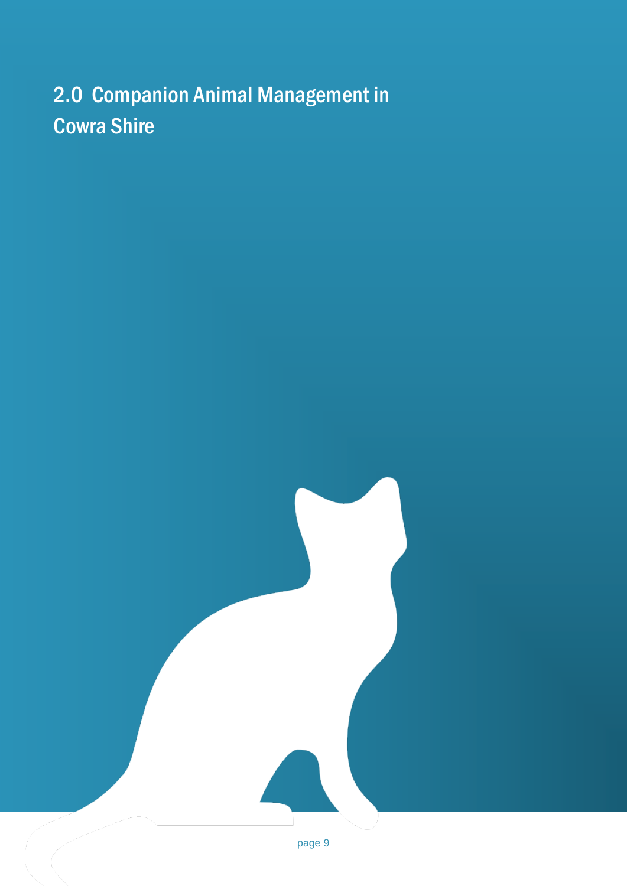# 2.0 Companion Animal Management in Cowra Shire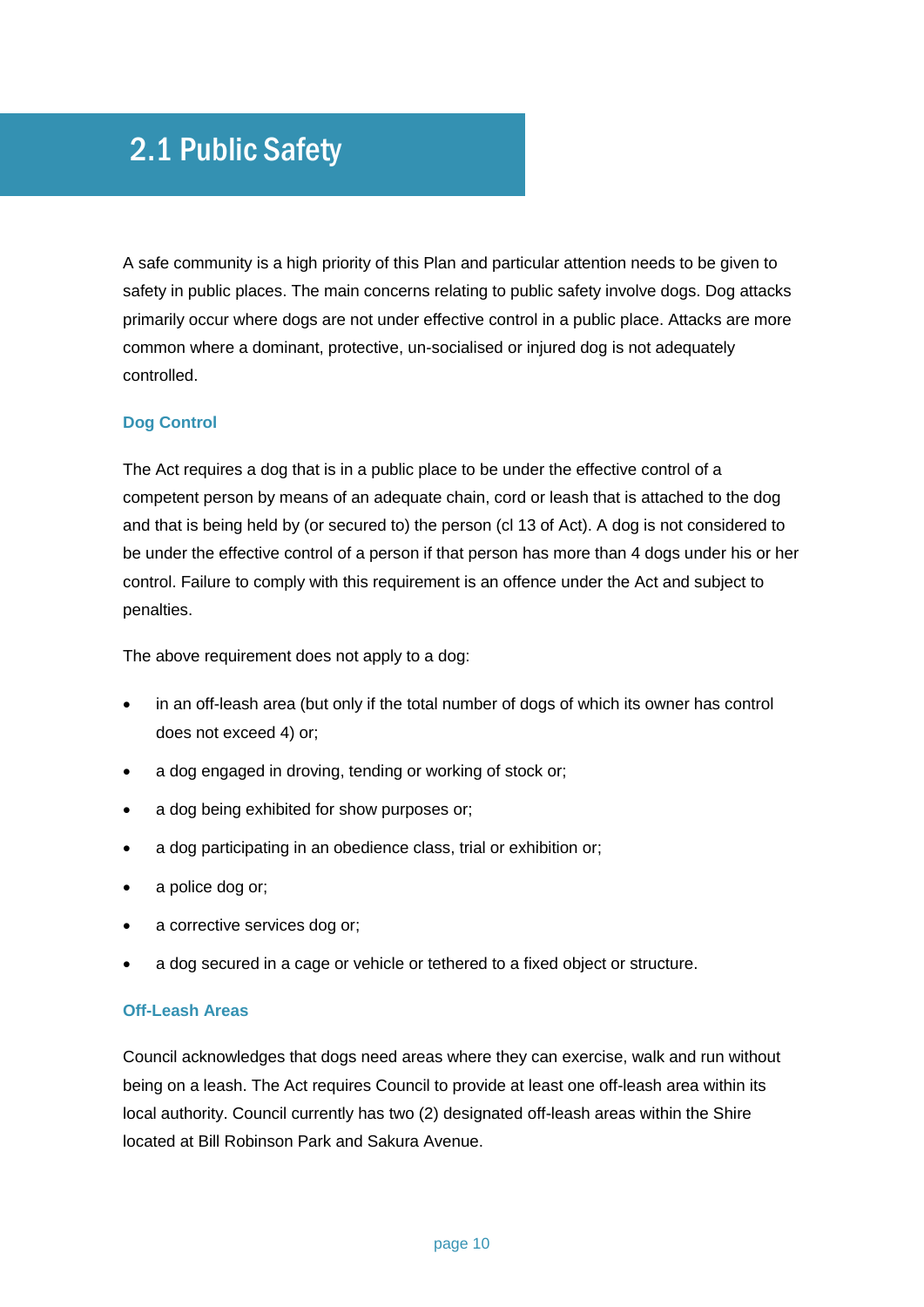## 2.1 Public Safety

A safe community is a high priority of this Plan and particular attention needs to be given to safety in public places. The main concerns relating to public safety involve dogs. Dog attacks primarily occur where dogs are not under effective control in a public place. Attacks are more common where a dominant, protective, un-socialised or injured dog is not adequately controlled.

### Dog Control

The Act requires a dog that is in a public place to be under the effective control of a competent person by means of an adequate chain, cord or leash that is attached to the dog and that is being held by (or secured to) the person (cl 13 of Act). A dog is not considered to be under the effective control of a person if that person has more than 4 dogs under his or her control. Failure to comply with this requirement is an offence under the Act and subject to penalties.

The above requirement does not apply to a dog:

- in an off-leash area (but only if the total number of dogs of which its owner has control does not exceed 4) or;
- a dog engaged in droving, tending or working of stock or;
- a dog being exhibited for show purposes or;
- a dog participating in an obedience class, trial or exhibition or;
- a police dog or;
- a corrective services dog or;
- a dog secured in a cage or vehicle or tethered to a fixed object or structure.

### Off-Leash Areas

Council acknowledges that dogs need areas where they can exercise, walk and run without being on a leash. The Act requires Council to provide at least one off-leash area within its local authority. Council currently has two (2) designated off-leash areas within the Shire located at Bill Robinson Park and Sakura Avenue.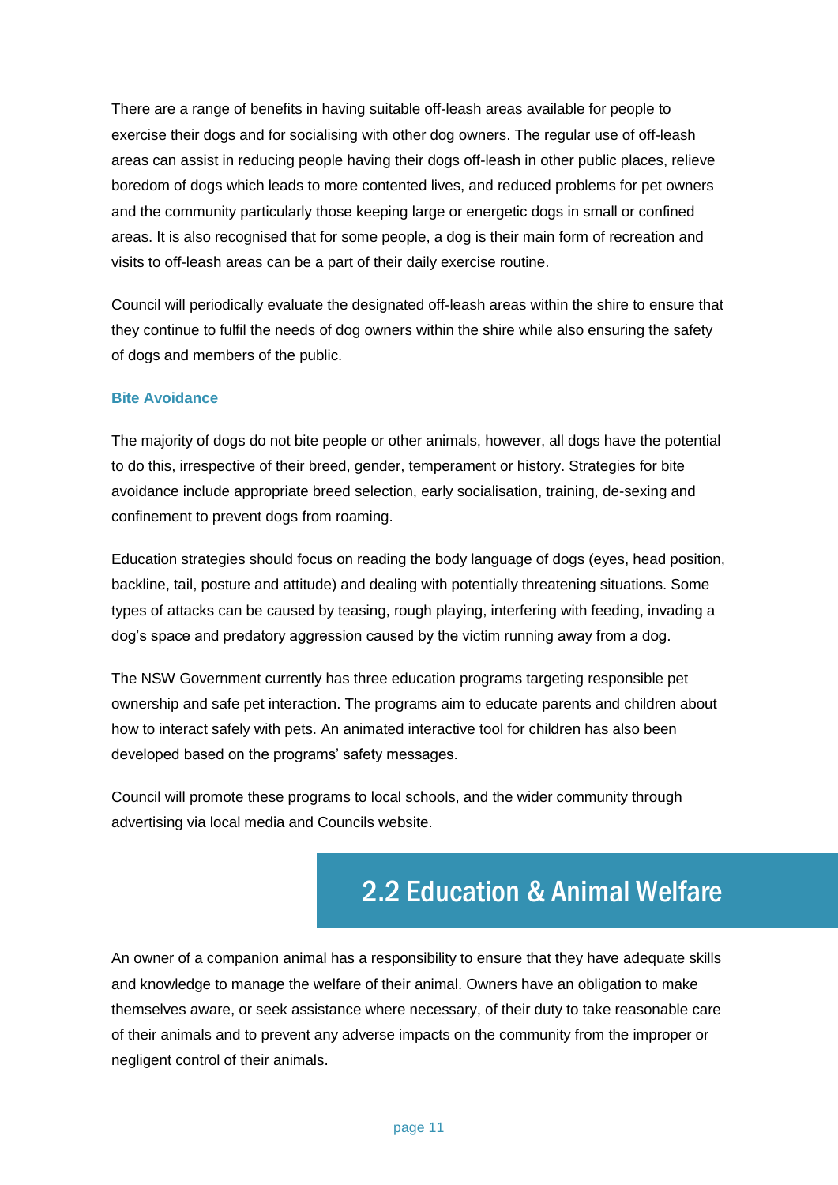There are a range of benefits in having suitable off-leash areas available for people to exercise their dogs and for socialising with other dog owners. The regular use of off-leash areas can assist in reducing people having their dogs off-leash in other public places, relieve boredom of dogs which leads to more contented lives, and reduced problems for pet owners and the community particularly those keeping large or energetic dogs in small or confined areas. It is also recognised that for some people, a dog is their main form of recreation and visits to off-leash areas can be a part of their daily exercise routine.

Council will periodically evaluate the designated off-leash areas within the shire to ensure that they continue to fulfil the needs of dog owners within the shire while also ensuring the safety of dogs and members of the public.

### Bite Avoidance

The majority of dogs do not bite people or other animals, however, all dogs have the potential to do this, irrespective of their breed, gender, temperament or history. Strategies for bite avoidance include appropriate breed selection, early socialisation, training, de-sexing and confinement to prevent dogs from roaming.

Education strategies should focus on reading the body language of dogs (eyes, head position, backline, tail, posture and attitude) and dealing with potentially threatening situations. Some types of attacks can be caused by teasing, rough playing, interfering with feeding, invading a dog's space and predatory aggression caused by the victim running away from a dog.

The NSW Government currently has three education programs targeting responsible pet ownership and safe pet interaction. The programs aim to educate parents and children about how to interact safely with pets. An animated interactive tool for children has also been developed based on the programs' safety messages.

Council will promote these programs to local schools, and the wider community through advertising via local media and Councils website.

## 2.2 Education & Animal Welfare

An owner of a companion animal has a responsibility to ensure that they have adequate skills and knowledge to manage the welfare of their animal. Owners have an obligation to make themselves aware, or seek assistance where necessary, of their duty to take reasonable care of their animals and to prevent any adverse impacts on the community from the improper or negligent control of their animals.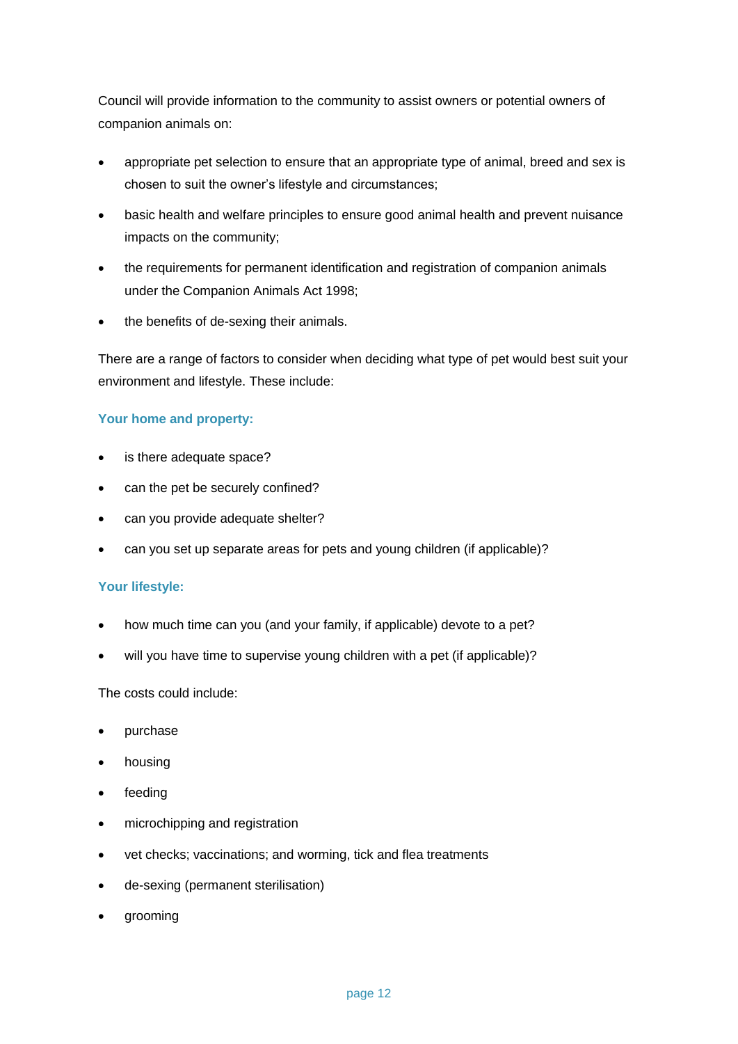Council will provide information to the community to assist owners or potential owners of companion animals on:

- appropriate pet selection to ensure that an appropriate type of animal, breed and sex is chosen to suit the owner's lifestyle and circumstances;
- basic health and welfare principles to ensure good animal health and prevent nuisance impacts on the community;
- the requirements for permanent identification and registration of companion animals under the Companion Animals Act 1998;
- the benefits of de-sexing their animals.

There are a range of factors to consider when deciding what type of pet would best suit your environment and lifestyle. These include:

#### Your home and property:

- is there adequate space?
- can the pet be securely confined?
- can you provide adequate shelter?
- can you set up separate areas for pets and young children (if applicable)?

#### Your lifestyle:

- how much time can you (and your family, if applicable) devote to a pet?
- will you have time to supervise young children with a pet (if applicable)?

The costs could include:

- purchase
- housing
- feeding
- microchipping and registration
- vet checks; vaccinations; and worming, tick and flea treatments
- de-sexing (permanent sterilisation)
- grooming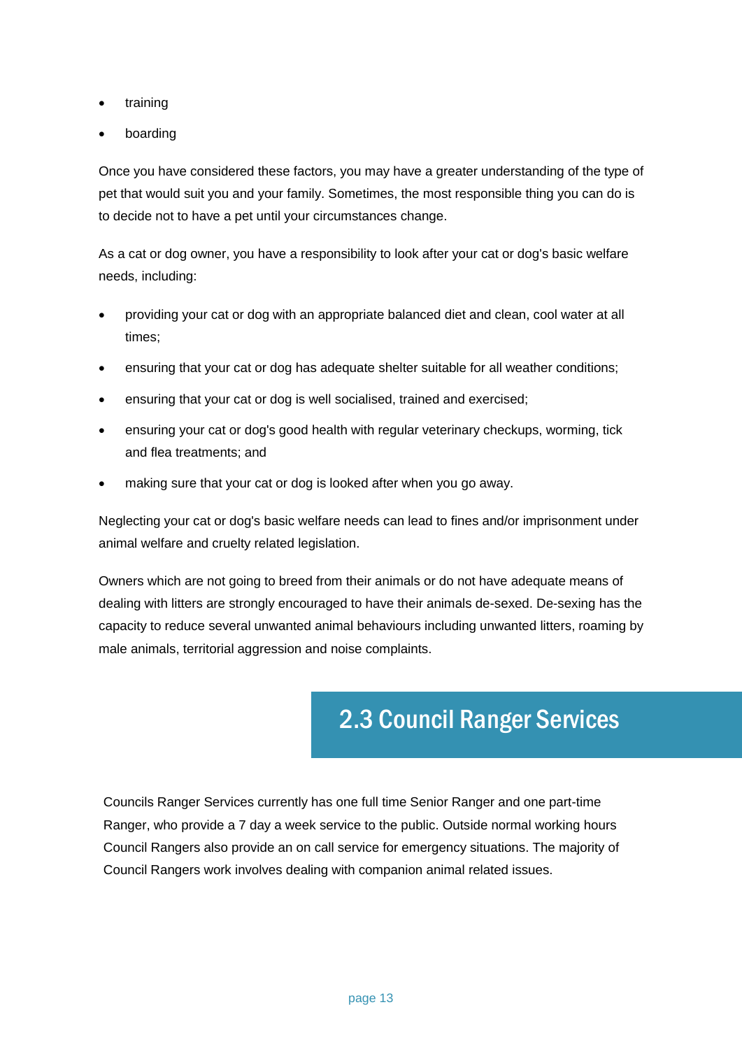- training
- boarding

Once you have considered these factors, you may have a greater understanding of the type of pet that would suit you and your family. Sometimes, the most responsible thing you can do is to decide not to have a pet until your circumstances change.

As a cat or dog owner, you have a responsibility to look after your cat or dog's basic welfare needs, including:

- providing your cat or dog with an appropriate balanced diet and clean, cool water at all times;
- ensuring that your cat or dog has adequate shelter suitable for all weather conditions;
- ensuring that your cat or dog is well socialised, trained and exercised;
- ensuring your cat or dog's good health with regular veterinary checkups, worming, tick and flea treatments; and
- making sure that your cat or dog is looked after when you go away.

Neglecting your cat or dog's basic welfare needs can lead to fines and/or imprisonment under animal welfare and cruelty related legislation.

Owners which are not going to breed from their animals or do not have adequate means of dealing with litters are strongly encouraged to have their animals de-sexed. De-sexing has the capacity to reduce several unwanted animal behaviours including unwanted litters, roaming by male animals, territorial aggression and noise complaints.

## 2.3 Council Ranger Services

Councils Ranger Services currently has one full time Senior Ranger and one part-time Ranger, who provide a 7 day a week service to the public. Outside normal working hours Council Rangers also provide an on call service for emergency situations. The majority of Council Rangers work involves dealing with companion animal related issues.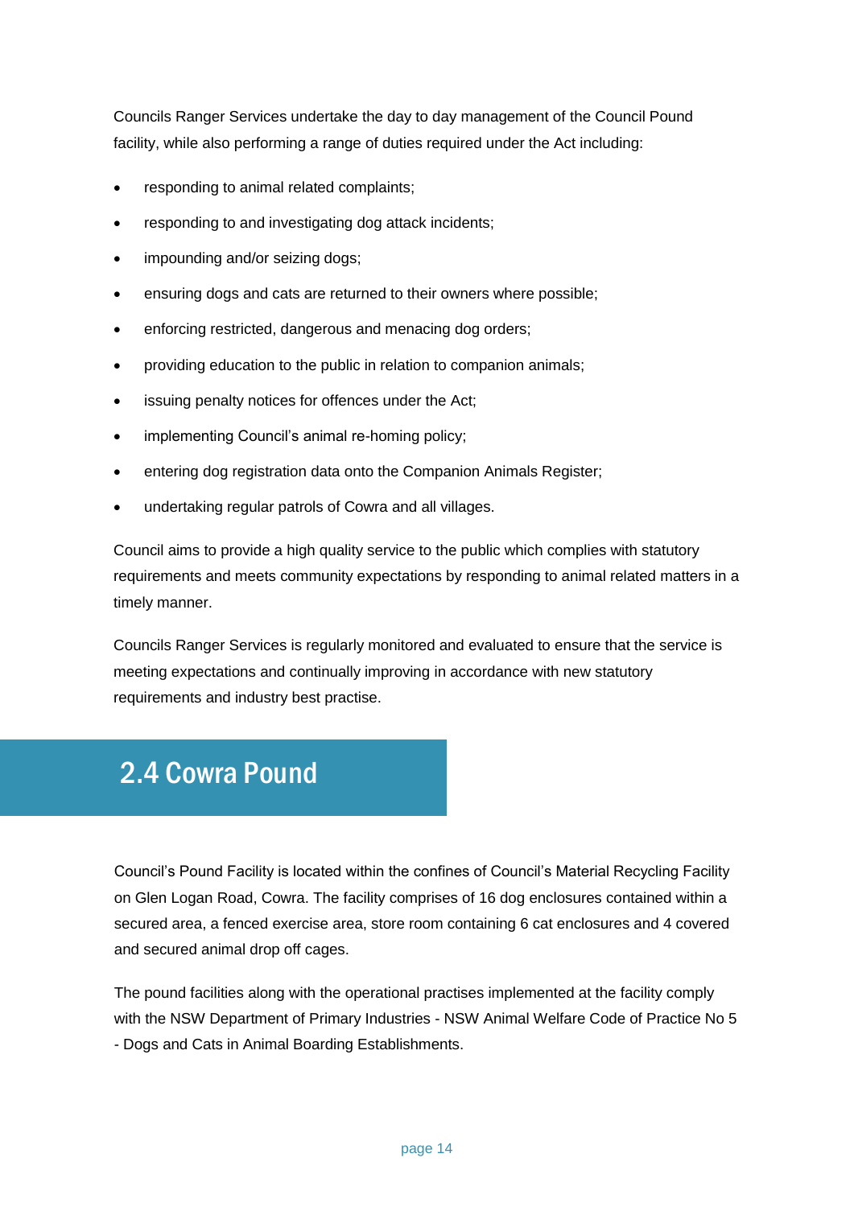Councils Ranger Services undertake the day to day management of the Council Pound facility, while also performing a range of duties required under the Act including:

- responding to animal related complaints;
- responding to and investigating dog attack incidents;
- impounding and/or seizing dogs;
- ensuring dogs and cats are returned to their owners where possible;
- enforcing restricted, dangerous and menacing dog orders;
- providing education to the public in relation to companion animals;
- issuing penalty notices for offences under the Act;
- implementing Council's animal re-homing policy;
- entering dog registration data onto the Companion Animals Register;
- undertaking regular patrols of Cowra and all villages.

Council aims to provide a high quality service to the public which complies with statutory requirements and meets community expectations by responding to animal related matters in a timely manner.

Councils Ranger Services is regularly monitored and evaluated to ensure that the service is meeting expectations and continually improving in accordance with new statutory requirements and industry best practise.

## 2.4 Cowra Pound

Council's Pound Facility is located within the confines of Council's Material Recycling Facility on Glen Logan Road, Cowra. The facility comprises of 16 dog enclosures contained within a secured area, a fenced exercise area, store room containing 6 cat enclosures and 4 covered and secured animal drop off cages.

The pound facilities along with the operational practises implemented at the facility comply with the NSW Department of Primary Industries - NSW Animal Welfare Code of Practice No 5 - Dogs and Cats in Animal Boarding Establishments.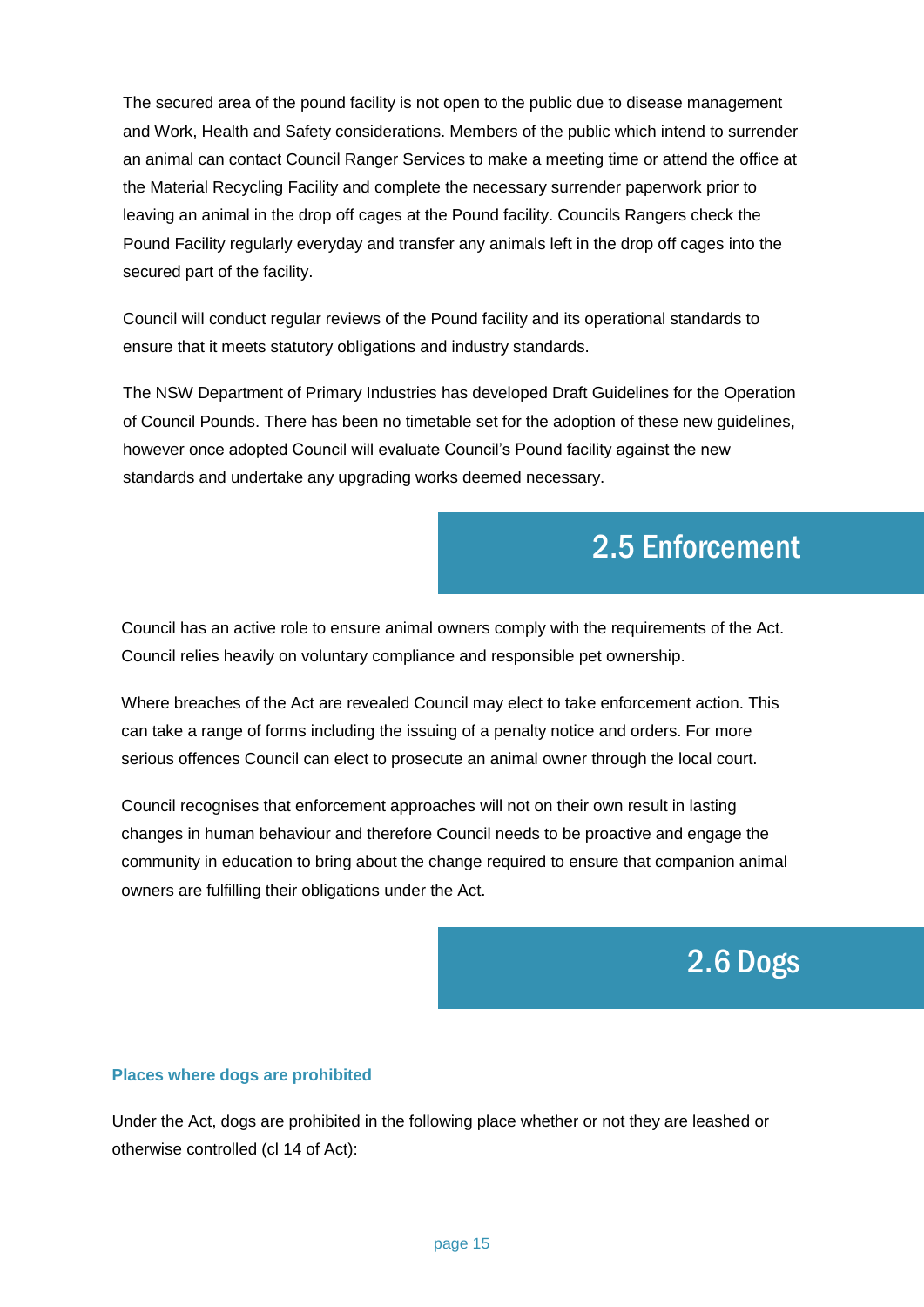The secured area of the pound facility is not open to the public due to disease management and Work, Health and Safety considerations. Members of the public which intend to surrender an animal can contact Council Ranger Services to make a meeting time or attend the office at the Material Recycling Facility and complete the necessary surrender paperwork prior to leaving an animal in the drop off cages at the Pound facility. Councils Rangers check the Pound Facility regularly everyday and transfer any animals left in the drop off cages into the secured part of the facility.

Council will conduct regular reviews of the Pound facility and its operational standards to ensure that it meets statutory obligations and industry standards.

The NSW Department of Primary Industries has developed Draft Guidelines for the Operation of Council Pounds. There has been no timetable set for the adoption of these new guidelines, however once adopted Council will evaluate Council's Pound facility against the new standards and undertake any upgrading works deemed necessary.

## 2.5 Enforcement

Council has an active role to ensure animal owners comply with the requirements of the Act. Council relies heavily on voluntary compliance and responsible pet ownership.

Where breaches of the Act are revealed Council may elect to take enforcement action. This can take a range of forms including the issuing of a penalty notice and orders. For more serious offences Council can elect to prosecute an animal owner through the local court.

Council recognises that enforcement approaches will not on their own result in lasting changes in human behaviour and therefore Council needs to be proactive and engage the community in education to bring about the change required to ensure that companion animal owners are fulfilling their obligations under the Act.

## 2.6 Dogs

### Places where dogs are prohibited

Under the Act, dogs are prohibited in the following place whether or not they are leashed or otherwise controlled (cl 14 of Act):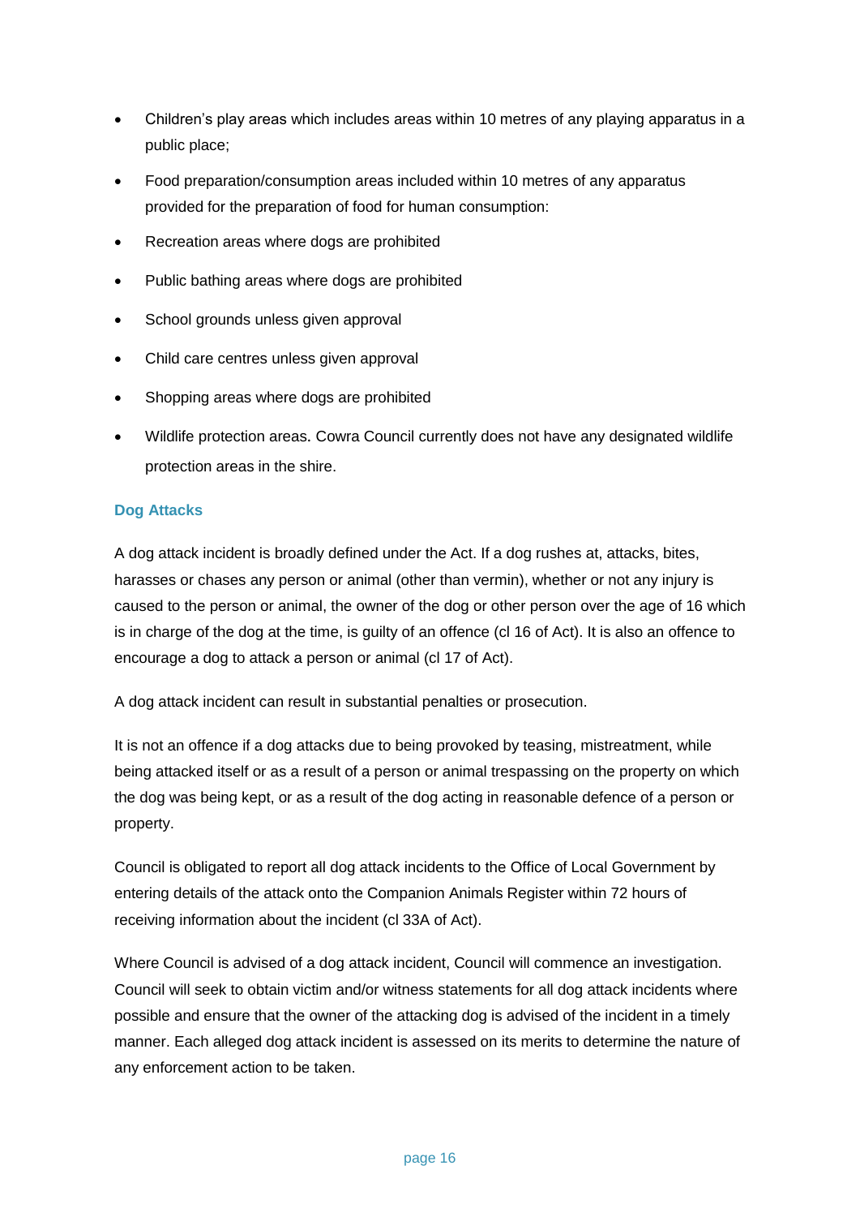- Children's play areas which includes areas within 10 metres of any playing apparatus in a public place;
- Food preparation/consumption areas included within 10 metres of any apparatus provided for the preparation of food for human consumption:
- Recreation areas where dogs are prohibited
- Public bathing areas where dogs are prohibited
- School grounds unless given approval
- Child care centres unless given approval
- Shopping areas where dogs are prohibited
- Wildlife protection areas. Cowra Council currently does not have any designated wildlife protection areas in the shire.

### Dog Attacks

A dog attack incident is broadly defined under the Act. If a dog rushes at, attacks, bites, harasses or chases any person or animal (other than vermin), whether or not any injury is caused to the person or animal, the owner of the dog or other person over the age of 16 which is in charge of the dog at the time, is guilty of an offence (cl 16 of Act). It is also an offence to encourage a dog to attack a person or animal (cl 17 of Act).

A dog attack incident can result in substantial penalties or prosecution.

It is not an offence if a dog attacks due to being provoked by teasing, mistreatment, while being attacked itself or as a result of a person or animal trespassing on the property on which the dog was being kept, or as a result of the dog acting in reasonable defence of a person or property.

Council is obligated to report all dog attack incidents to the Office of Local Government by entering details of the attack onto the Companion Animals Register within 72 hours of receiving information about the incident (cl 33A of Act).

Where Council is advised of a dog attack incident, Council will commence an investigation. Council will seek to obtain victim and/or witness statements for all dog attack incidents where possible and ensure that the owner of the attacking dog is advised of the incident in a timely manner. Each alleged dog attack incident is assessed on its merits to determine the nature of any enforcement action to be taken.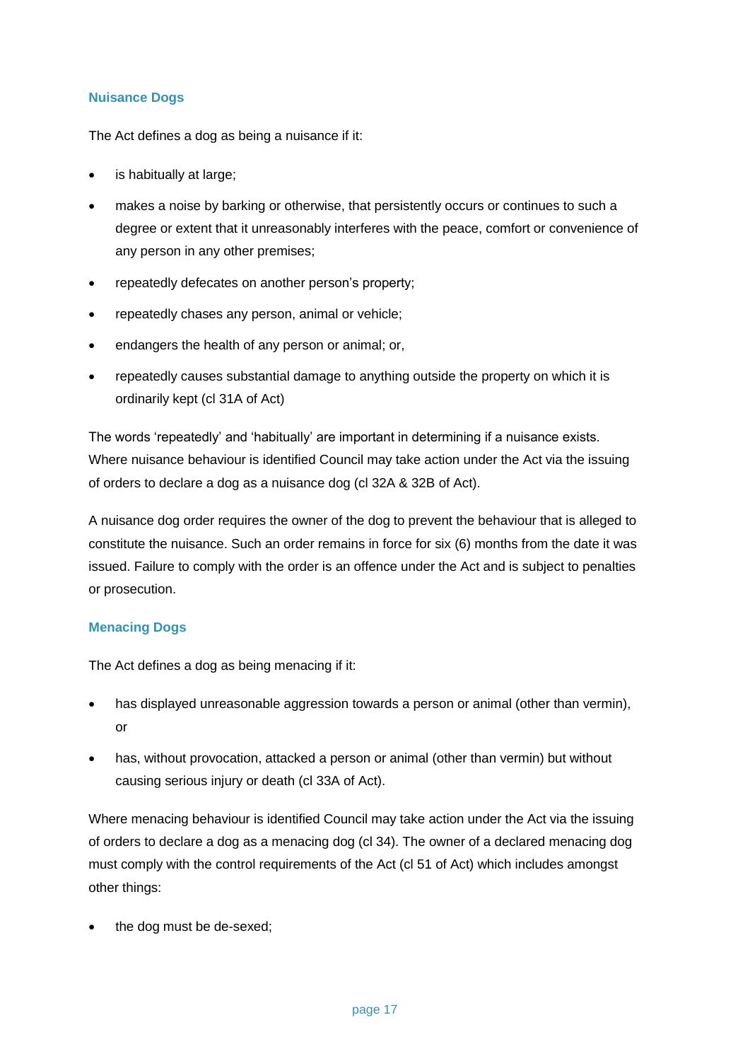### Nuisance Dogs

The Act defines a dog as being a nuisance if it:

- is habitually at large;
- makes a noise by barking or otherwise, that persistently occurs or continues to such a degree or extent that it unreasonably interferes with the peace, comfort or convenience of any person in any other premises;
- repeatedly defecates on another person's property;
- repeatedly chases any person, animal or vehicle;
- endangers the health of any person or animal; or,
- repeatedly causes substantial damage to anything outside the property on which it is ordinarily kept (cl 31A of Act)

The words 'repeatedly' and 'habitually' are important in determining if a nuisance exists. Where nuisance behaviour is identified Council may take action under the Act via the issuing of orders to declare a dog as a nuisance dog (cl 32A & 32B of Act).

A nuisance dog order requires the owner of the dog to prevent the behaviour that is alleged to constitute the nuisance. Such an order remains in force for six (6) months from the date it was issued. Failure to comply with the order is an offence under the Act and is subject to penalties or prosecution.

### Menacing Dogs

The Act defines a dog as being menacing if it:

- has displayed unreasonable aggression towards a person or animal (other than vermin), or
- has, without provocation, attacked a person or animal (other than vermin) but without causing serious injury or death (cl 33A of Act).

Where menacing behaviour is identified Council may take action under the Act via the issuing of orders to declare a dog as a menacing dog (cl 34). The owner of a declared menacing dog must comply with the control requirements of the Act (cl 51 of Act) which includes amongst other things:

- the dog must be de-sexed;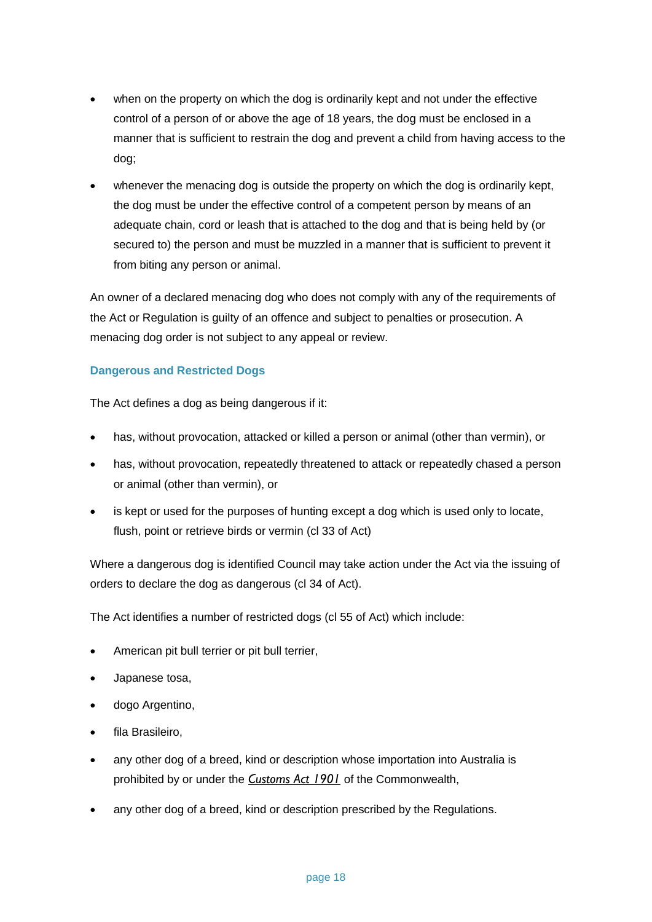- when on the property on which the dog is ordinarily kept and not under the effective control of a person of or above the age of 18 years, the dog must be enclosed in a manner that is sufficient to restrain the dog and prevent a child from having access to the dog;
- whenever the menacing dog is outside the property on which the dog is ordinarily kept, the dog must be under the effective control of a competent person by means of an adequate chain, cord or leash that is attached to the dog and that is being held by (or secured to) the person and must be muzzled in a manner that is sufficient to prevent it from biting any person or animal.

An owner of a declared menacing dog who does not comply with any of the requirements of the Act or Regulation is guilty of an offence and subject to penalties or prosecution. A menacing dog order is not subject to any appeal or review.

### Dangerous and Restricted Dogs

The Act defines a dog as being dangerous if it:

- has, without provocation, attacked or killed a person or animal (other than vermin), or
- has, without provocation, repeatedly threatened to attack or repeatedly chased a person or animal (other than vermin), or
- is kept or used for the purposes of hunting except a dog which is used only to locate, flush, point or retrieve birds or vermin (cl 33 of Act)

Where a dangerous dog is identified Council may take action under the Act via the issuing of orders to declare the dog as dangerous (cl 34 of Act).

The Act identifies a number of restricted dogs (cl 55 of Act) which include:

- American pit bull terrier or pit bull terrier,
- Japanese tosa,
- dogo Argentino,
- fila Brasileiro,
- any other dog of a breed, kind or description whose importation into Australia is prohibited by or under the *Customs Act 1901* of the Commonwealth,
- any other dog of a breed, kind or description prescribed by the Regulations.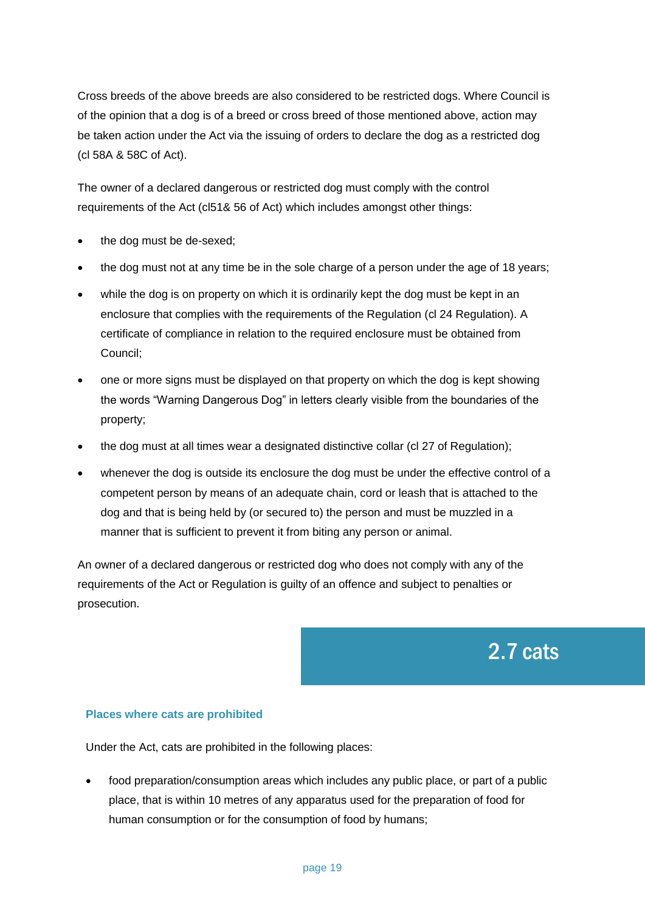Cross breeds of the above breeds are also considered to be restricted dogs. Where Council is of the opinion that a dog is of a breed or cross breed of those mentioned above, action may be taken action under the Act via the issuing of orders to declare the dog as a restricted dog (cl 58A & 58C of Act).

The owner of a declared dangerous or restricted dog must comply with the control requirements of the Act (cl51& 56 of Act) which includes amongst other things:

- the dog must be de-sexed;
- the dog must not at any time be in the sole charge of a person under the age of 18 years;
- while the dog is on property on which it is ordinarily kept the dog must be kept in an enclosure that complies with the requirements of the Regulation (cl 24 Regulation). A certificate of compliance in relation to the required enclosure must be obtained from Council;
- one or more signs must be displayed on that property on which the dog is kept showing the words “Warning Dangerous Dog” in letters clearly visible from the boundaries of the property;
- the dog must at all times wear a designated distinctive collar (cl 27 of Regulation);
- whenever the dog is outside its enclosure the dog must be under the effective control of a competent person by means of an adequate chain, cord or leash that is attached to the dog and that is being held by (or secured to) the person and must be muzzled in a manner that is sufficient to prevent it from biting any person or animal.

An owner of a declared dangerous or restricted dog who does not comply with any of the requirements of the Act or Regulation is guilty of an offence and subject to penalties or prosecution.

## 2.7 cats

### Places where cats are prohibited

Under the Act, cats are prohibited in the following places:

- food preparation/consumption areas which includes any public place, or part of a public place, that is within 10 metres of any apparatus used for the preparation of food for human consumption or for the consumption of food by humans;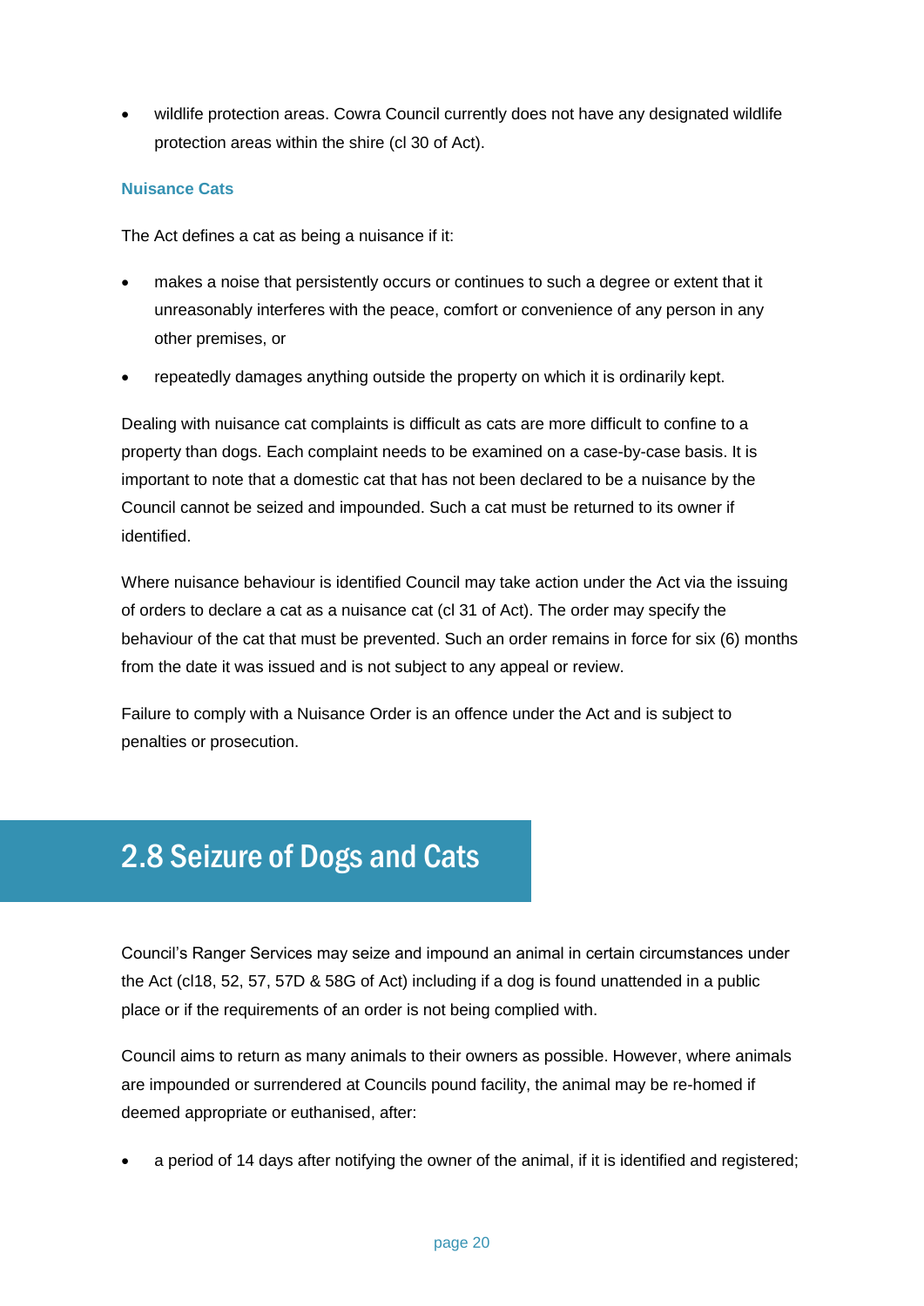- wildlife protection areas. Cowra Council currently does not have any designated wildlife protection areas within the shire (cl 30 of Act).

### Nuisance Cats

The Act defines a cat as being a nuisance if it:

- makes a noise that persistently occurs or continues to such a degree or extent that it unreasonably interferes with the peace, comfort or convenience of any person in any other premises, or
- repeatedly damages anything outside the property on which it is ordinarily kept.

Dealing with nuisance cat complaints is difficult as cats are more difficult to confine to a property than dogs. Each complaint needs to be examined on a case-by-case basis. It is important to note that a domestic cat that has not been declared to be a nuisance by the Council cannot be seized and impounded. Such a cat must be returned to its owner if identified.

Where nuisance behaviour is identified Council may take action under the Act via the issuing of orders to declare a cat as a nuisance cat (cl 31 of Act). The order may specify the behaviour of the cat that must be prevented. Such an order remains in force for six (6) months from the date it was issued and is not subject to any appeal or review.

Failure to comply with a Nuisance Order is an offence under the Act and is subject to penalties or prosecution.

## 2.8 Seizure of Dogs and Cats

Council's Ranger Services may seize and impound an animal in certain circumstances under the Act (cl18, 52, 57, 57D & 58G of Act) including if a dog is found unattended in a public place or if the requirements of an order is not being complied with.

Council aims to return as many animals to their owners as possible. However, where animals are impounded or surrendered at Councils pound facility, the animal may be re-homed if deemed appropriate or euthanised, after:

- a period of 14 days after notifying the owner of the animal, if it is identified and registered;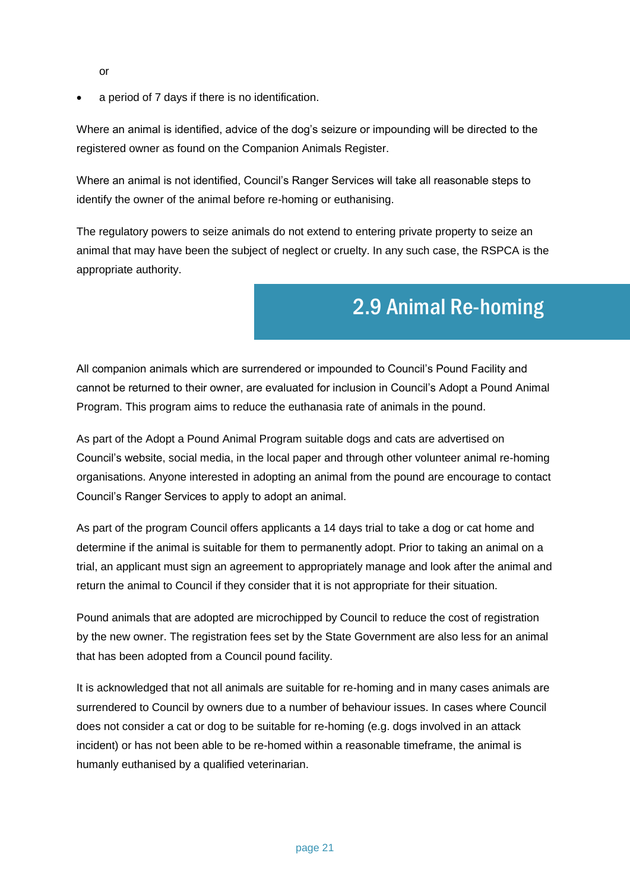or

- a period of 7 days if there is no identification.

Where an animal is identified, advice of the dog's seizure or impounding will be directed to the registered owner as found on the Companion Animals Register.

Where an animal is not identified, Council's Ranger Services will take all reasonable steps to identify the owner of the animal before re-homing or euthanising.

The regulatory powers to seize animals do not extend to entering private property to seize an animal that may have been the subject of neglect or cruelty. In any such case, the RSPCA is the appropriate authority.

## 2.9 Animal Re-homing

All companion animals which are surrendered or impounded to Council's Pound Facility and cannot be returned to their owner, are evaluated for inclusion in Council's Adopt a Pound Animal Program. This program aims to reduce the euthanasia rate of animals in the pound.

As part of the Adopt a Pound Animal Program suitable dogs and cats are advertised on Council's website, social media, in the local paper and through other volunteer animal re-homing organisations. Anyone interested in adopting an animal from the pound are encourage to contact Council's Ranger Services to apply to adopt an animal.

As part of the program Council offers applicants a 14 days trial to take a dog or cat home and determine if the animal is suitable for them to permanently adopt. Prior to taking an animal on a trial, an applicant must sign an agreement to appropriately manage and look after the animal and return the animal to Council if they consider that it is not appropriate for their situation.

Pound animals that are adopted are microchipped by Council to reduce the cost of registration by the new owner. The registration fees set by the State Government are also less for an animal that has been adopted from a Council pound facility.

It is acknowledged that not all animals are suitable for re-homing and in many cases animals are surrendered to Council by owners due to a number of behaviour issues. In cases where Council does not consider a cat or dog to be suitable for re-homing (e.g. dogs involved in an attack incident) or has not been able to be re-homed within a reasonable timeframe, the animal is humanly euthanised by a qualified veterinarian.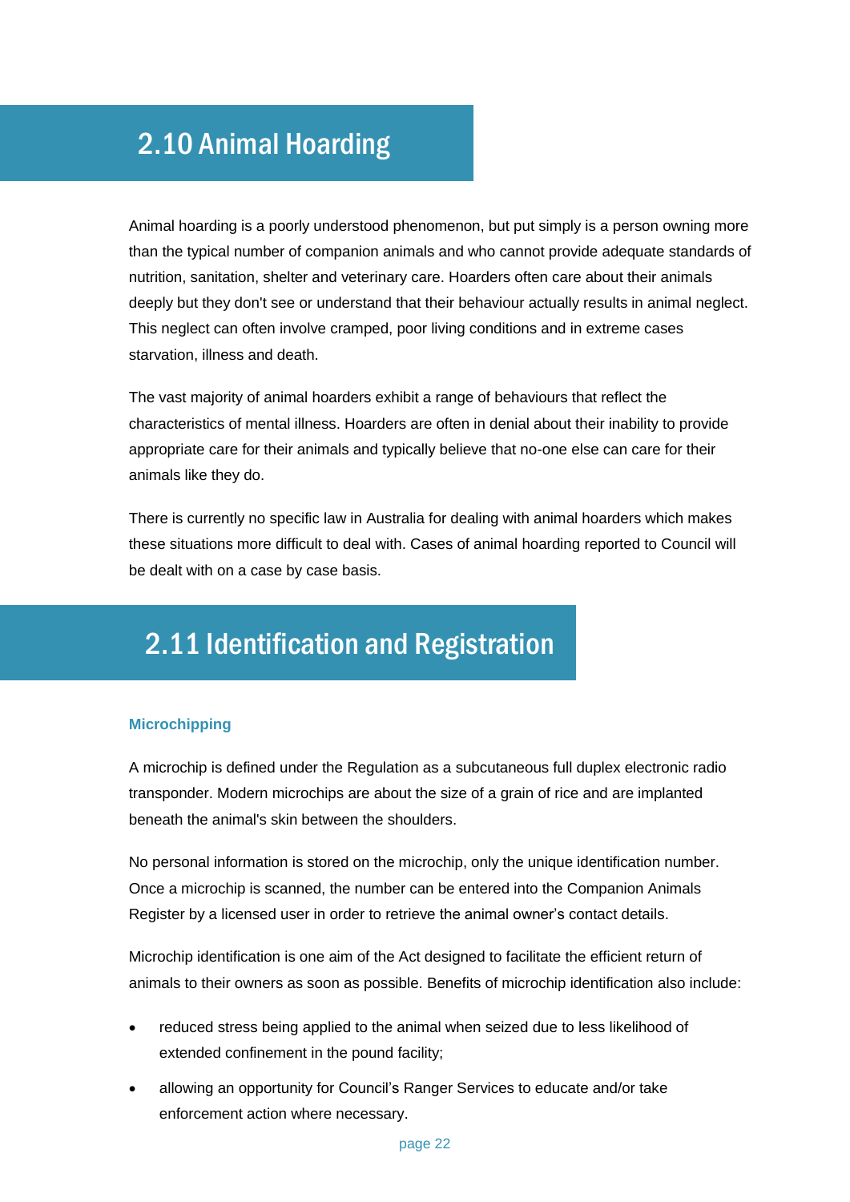## 2.10 Animal Hoarding

Animal hoarding is a poorly understood phenomenon, but put simply is a person owning more than the typical number of companion animals and who cannot provide adequate standards of nutrition, sanitation, shelter and veterinary care. Hoarders often care about their animals deeply but they don't see or understand that their behaviour actually results in animal neglect. This neglect can often involve cramped, poor living conditions and in extreme cases starvation, illness and death.

The vast majority of animal hoarders exhibit a range of behaviours that reflect the characteristics of mental illness. Hoarders are often in denial about their inability to provide appropriate care for their animals and typically believe that no-one else can care for their animals like they do.

There is currently no specific law in Australia for dealing with animal hoarders which makes these situations more difficult to deal with. Cases of animal hoarding reported to Council will be dealt with on a case by case basis.

## 2.11 Identification and Registration

### Microchipping

A microchip is defined under the Regulation as a subcutaneous full duplex electronic radio transponder. Modern microchips are about the size of a grain of rice and are implanted beneath the animal's skin between the shoulders.

No personal information is stored on the microchip, only the unique identification number. Once a microchip is scanned, the number can be entered into the Companion Animals Register by a licensed user in order to retrieve the animal owner's contact details.

Microchip identification is one aim of the Act designed to facilitate the efficient return of animals to their owners as soon as possible. Benefits of microchip identification also include:

- reduced stress being applied to the animal when seized due to less likelihood of extended confinement in the pound facility;
- allowing an opportunity for Council's Ranger Services to educate and/or take enforcement action where necessary.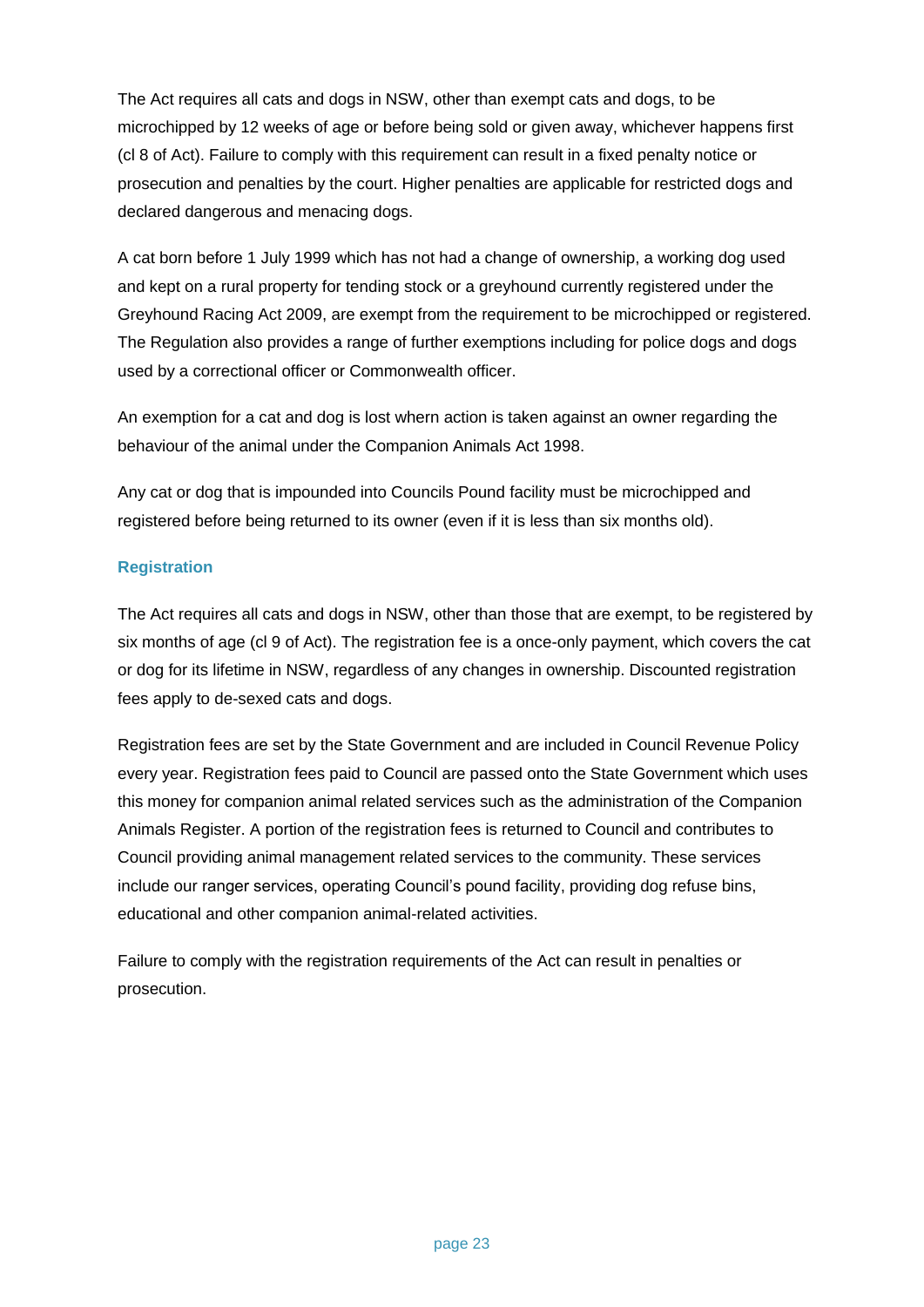The Act requires all cats and dogs in NSW, other than exempt cats and dogs, to be microchipped by 12 weeks of age or before being sold or given away, whichever happens first (cl 8 of Act). Failure to comply with this requirement can result in a fixed penalty notice or prosecution and penalties by the court. Higher penalties are applicable for restricted dogs and declared dangerous and menacing dogs.

A cat born before 1 July 1999 which has not had a change of ownership, a working dog used and kept on a rural property for tending stock or a greyhound currently registered under the Greyhound Racing Act 2009, are exempt from the requirement to be microchipped or registered. The Regulation also provides a range of further exemptions including for police dogs and dogs used by a correctional officer or Commonwealth officer.

An exemption for a cat and dog is lost whern action is taken against an owner regarding the behaviour of the animal under the Companion Animals Act 1998.

Any cat or dog that is impounded into Councils Pound facility must be microchipped and registered before being returned to its owner (even if it is less than six months old).

### Registration

The Act requires all cats and dogs in NSW, other than those that are exempt, to be registered by six months of age (cl 9 of Act). The registration fee is a once-only payment, which covers the cat or dog for its lifetime in NSW, regardless of any changes in ownership. Discounted registration fees apply to de-sexed cats and dogs.

Registration fees are set by the State Government and are included in Council Revenue Policy every year. Registration fees paid to Council are passed onto the State Government which uses this money for companion animal related services such as the administration of the Companion Animals Register. A portion of the registration fees is returned to Council and contributes to Council providing animal management related services to the community. These services include our ranger services, operating Council's pound facility, providing dog refuse bins, educational and other companion animal-related activities.

Failure to comply with the registration requirements of the Act can result in penalties or prosecution.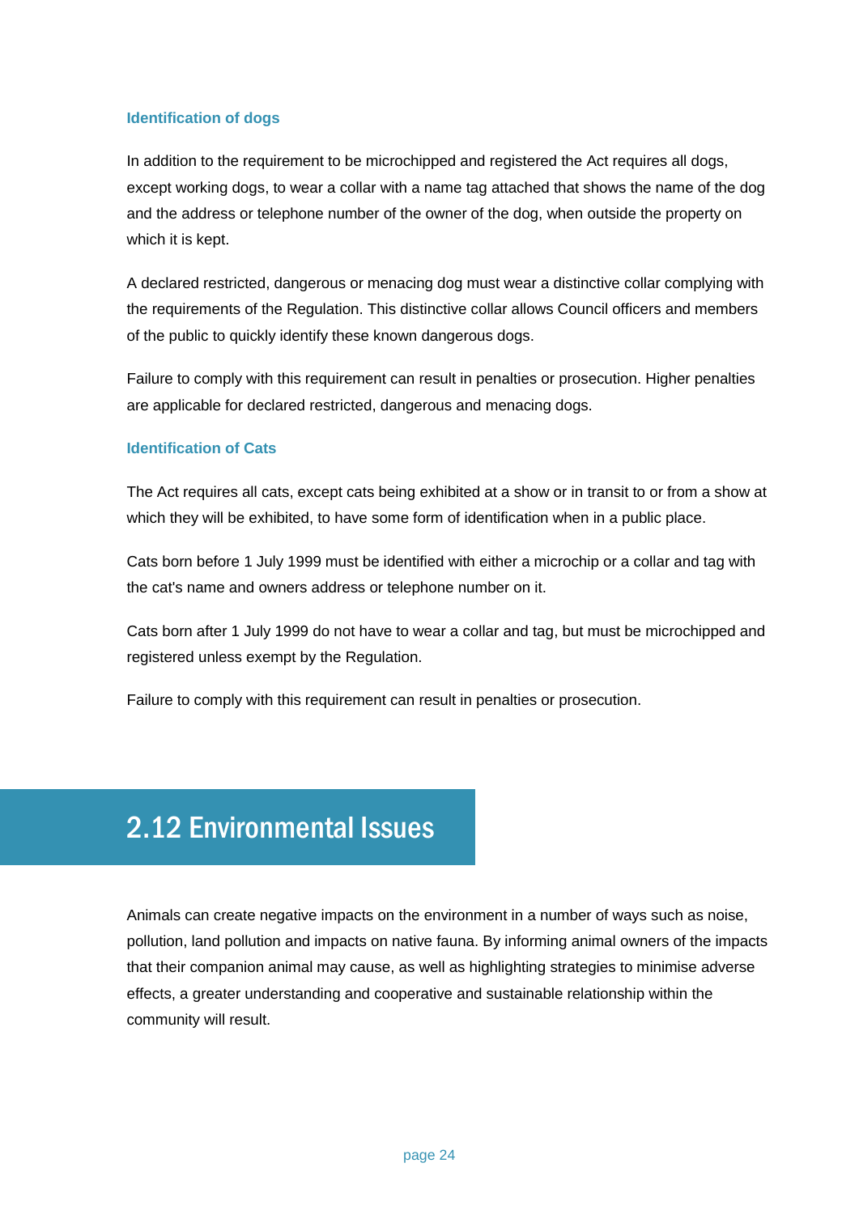### Identification of dogs

In addition to the requirement to be microchipped and registered the Act requires all dogs, except working dogs, to wear a collar with a name tag attached that shows the name of the dog and the address or telephone number of the owner of the dog, when outside the property on which it is kept.

A declared restricted, dangerous or menacing dog must wear a distinctive collar complying with the requirements of the Regulation. This distinctive collar allows Council officers and members of the public to quickly identify these known dangerous dogs.

Failure to comply with this requirement can result in penalties or prosecution. Higher penalties are applicable for declared restricted, dangerous and menacing dogs.

### Identification of Cats

The Act requires all cats, except cats being exhibited at a show or in transit to or from a show at which they will be exhibited, to have some form of identification when in a public place.

Cats born before 1 July 1999 must be identified with either a microchip or a collar and tag with the cat's name and owners address or telephone number on it.

Cats born after 1 July 1999 do not have to wear a collar and tag, but must be microchipped and registered unless exempt by the Regulation.

Failure to comply with this requirement can result in penalties or prosecution.

## 2.12 Environmental Issues

Animals can create negative impacts on the environment in a number of ways such as noise, pollution, land pollution and impacts on native fauna. By informing animal owners of the impacts that their companion animal may cause, as well as highlighting strategies to minimise adverse effects, a greater understanding and cooperative and sustainable relationship within the community will result.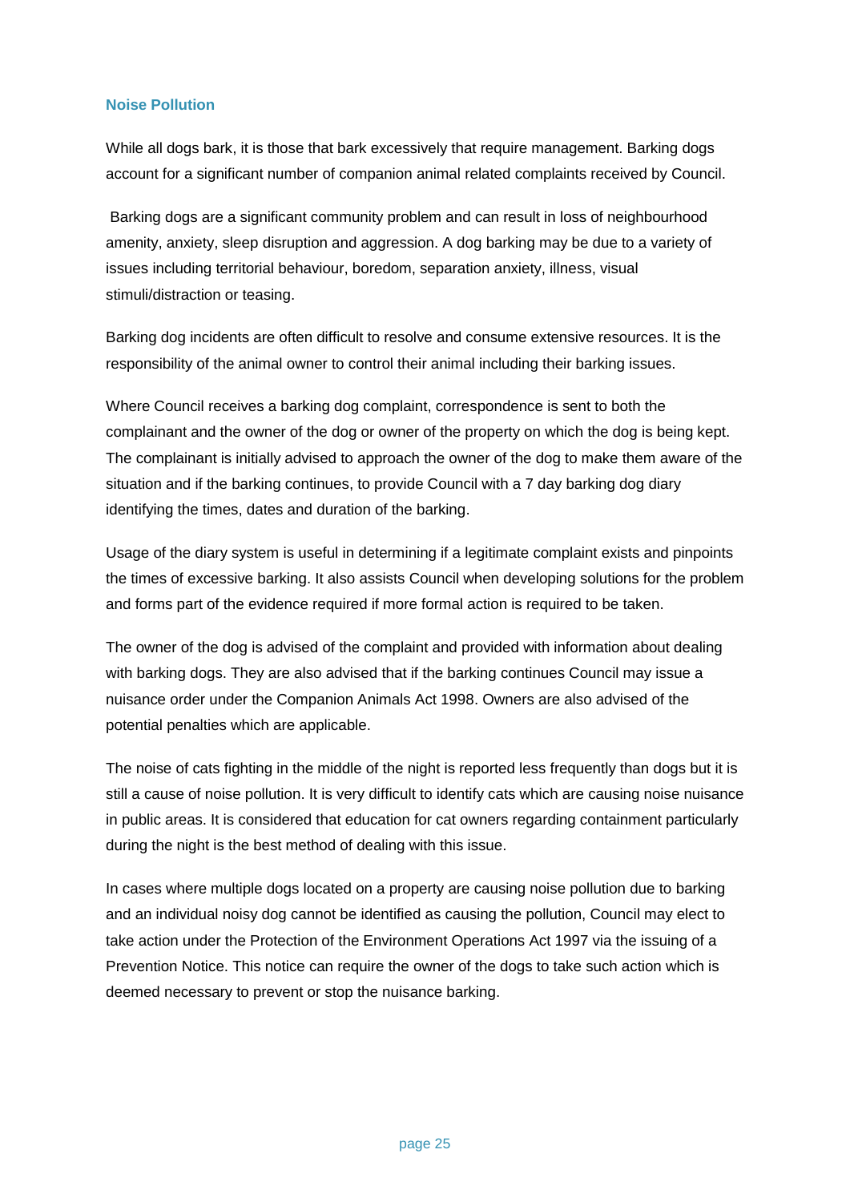## Noise Pollution

While all dogs bark, it is those that bark excessively that require management. Barking dogs account for a significant number of companion animal related complaints received by Council.

Barking dogs are a significant community problem and can result in loss of neighbourhood amenity, anxiety, sleep disruption and aggression. A dog barking may be due to a variety of issues including territorial behaviour, boredom, separation anxiety, illness, visual stimuli/distraction or teasing.

Barking dog incidents are often difficult to resolve and consume extensive resources. It is the responsibility of the animal owner to control their animal including their barking issues.

Where Council receives a barking dog complaint, correspondence is sent to both the complainant and the owner of the dog or owner of the property on which the dog is being kept. The complainant is initially advised to approach the owner of the dog to make them aware of the situation and if the barking continues, to provide Council with a 7 day barking dog diary identifying the times, dates and duration of the barking.

Usage of the diary system is useful in determining if a legitimate complaint exists and pinpoints the times of excessive barking. It also assists Council when developing solutions for the problem and forms part of the evidence required if more formal action is required to be taken.

The owner of the dog is advised of the complaint and provided with information about dealing with barking dogs. They are also advised that if the barking continues Council may issue a nuisance order under the Companion Animals Act 1998. Owners are also advised of the potential penalties which are applicable.

The noise of cats fighting in the middle of the night is reported less frequently than dogs but it is still a cause of noise pollution. It is very difficult to identify cats which are causing noise nuisance in public areas. It is considered that education for cat owners regarding containment particularly during the night is the best method of dealing with this issue.

In cases where multiple dogs located on a property are causing noise pollution due to barking and an individual noisy dog cannot be identified as causing the pollution, Council may elect to take action under the Protection of the Environment Operations Act 1997 via the issuing of a Prevention Notice. This notice can require the owner of the dogs to take such action which is deemed necessary to prevent or stop the nuisance barking.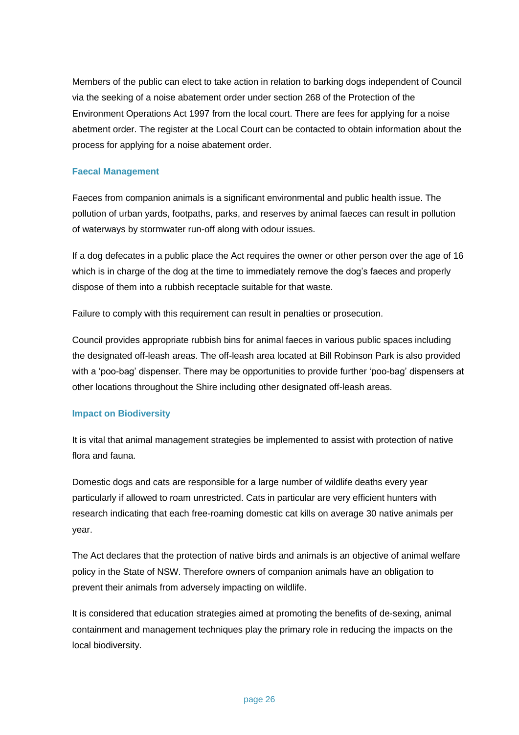Members of the public can elect to take action in relation to barking dogs independent of Council via the seeking of a noise abatement order under section 268 of the Protection of the Environment Operations Act 1997 from the local court. There are fees for applying for a noise abetment order. The register at the Local Court can be contacted to obtain information about the process for applying for a noise abatement order.

### Faecal Management

Faeces from companion animals is a significant environmental and public health issue. The pollution of urban yards, footpaths, parks, and reserves by animal faeces can result in pollution of waterways by stormwater run-off along with odour issues.

If a dog defecates in a public place the Act requires the owner or other person over the age of 16 which is in charge of the dog at the time to immediately remove the dog's faeces and properly dispose of them into a rubbish receptacle suitable for that waste.

Failure to comply with this requirement can result in penalties or prosecution.

Council provides appropriate rubbish bins for animal faeces in various public spaces including the designated off-leash areas. The off-leash area located at Bill Robinson Park is also provided with a 'poo-bag' dispenser. There may be opportunities to provide further 'poo-bag' dispensers at other locations throughout the Shire including other designated off-leash areas.

### Impact on Biodiversity

It is vital that animal management strategies be implemented to assist with protection of native flora and fauna.

Domestic dogs and cats are responsible for a large number of wildlife deaths every year particularly if allowed to roam unrestricted. Cats in particular are very efficient hunters with research indicating that each free-roaming domestic cat kills on average 30 native animals per year.

The Act declares that the protection of native birds and animals is an objective of animal welfare policy in the State of NSW. Therefore owners of companion animals have an obligation to prevent their animals from adversely impacting on wildlife.

It is considered that education strategies aimed at promoting the benefits of de-sexing, animal containment and management techniques play the primary role in reducing the impacts on the local biodiversity.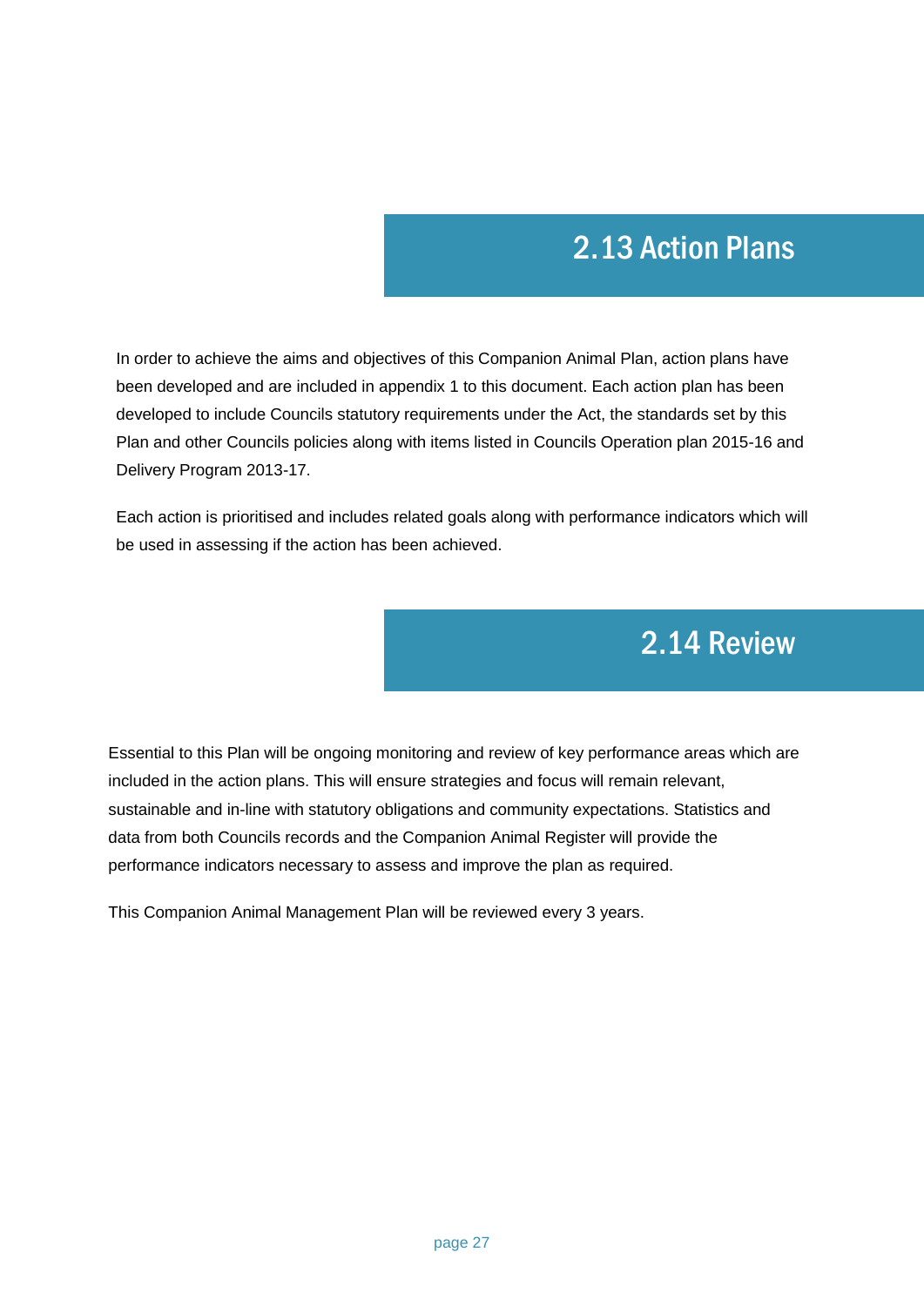## 2.13 Action Plans

In order to achieve the aims and objectives of this Companion Animal Plan, action plans have been developed and are included in appendix 1 to this document. Each action plan has been developed to include Councils statutory requirements under the Act, the standards set by this Plan and other Councils policies along with items listed in Councils Operation plan 2015-16 and Delivery Program 2013-17.

Each action is prioritised and includes related goals along with performance indicators which will be used in assessing if the action has been achieved.

## 2.14 Review

Essential to this Plan will be ongoing monitoring and review of key performance areas which are included in the action plans. This will ensure strategies and focus will remain relevant, sustainable and in-line with statutory obligations and community expectations. Statistics and data from both Councils records and the Companion Animal Register will provide the performance indicators necessary to assess and improve the plan as required.

This Companion Animal Management Plan will be reviewed every 3 years.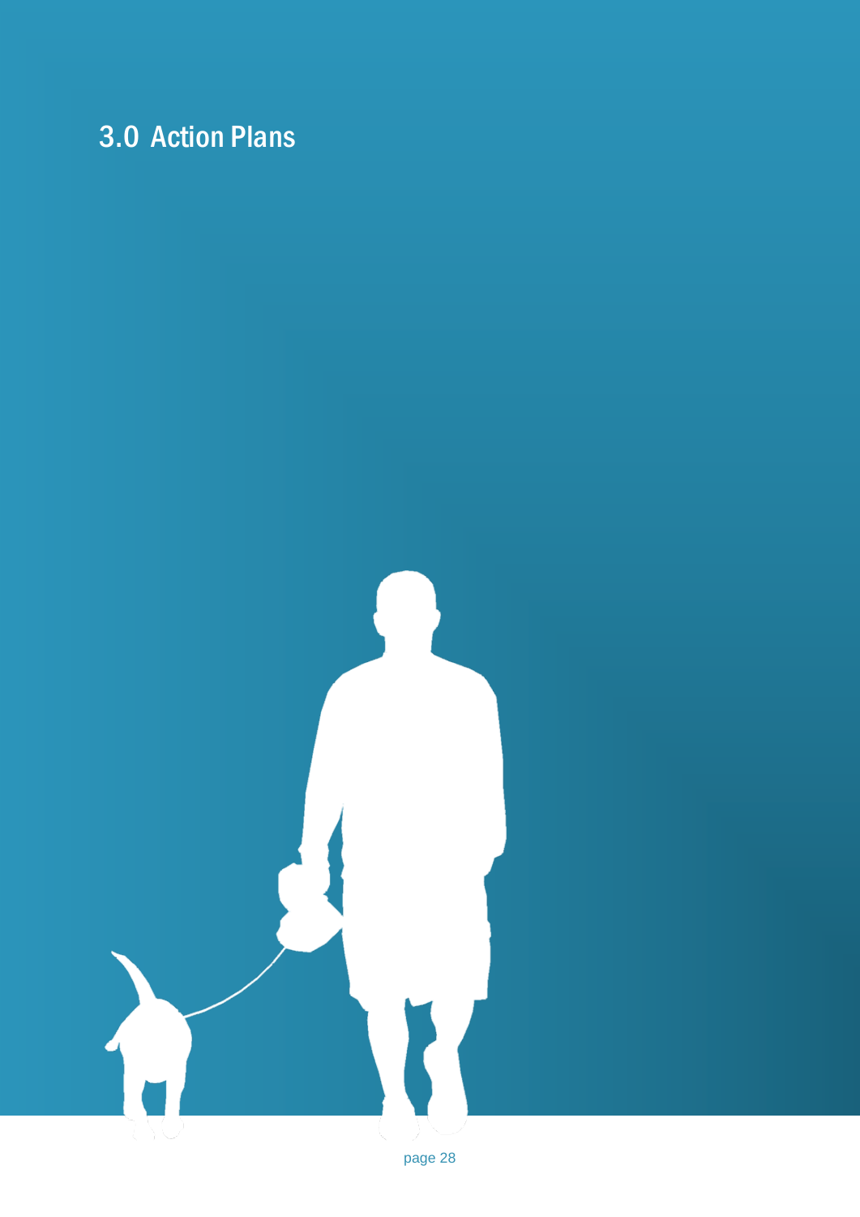# 3.0 Action Plans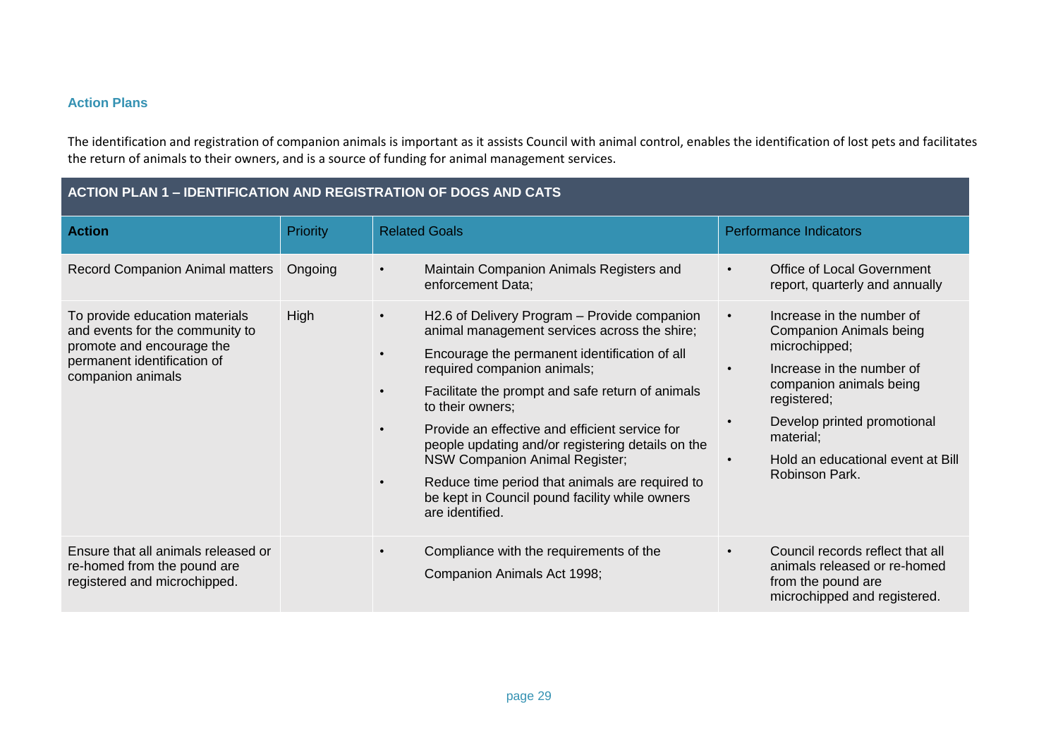### Action Plans

The identification and registration of companion animals is important as it assists Council with animal control, enables the identification of lost pets and facilitates the return of animals to their owners, and is a source of funding for animal management services.

| ACTION PLAN 1 – IDENTIFICATION AND REGISTRATION OF DOGS AND CATS | | | |
|---|---|---|---|
| **Action** | Priority | Related Goals | Performance Indicators |
| Record Companion Animal matters | Ongoing | • Maintain Companion Animals Registers and enforcement Data; | • Office of Local Government report, quarterly and annually |
| To provide education materials and events for the community to promote and encourage the permanent identification of companion animals | High | • H2.6 of Delivery Program – Provide companion animal management services across the shire;<br>• Encourage the permanent identification of all required companion animals;<br>• Facilitate the prompt and safe return of animals to their owners;<br>• Provide an effective and efficient service for people updating and/or registering details on the NSW Companion Animal Register;<br>• Reduce time period that animals are required to be kept in Council pound facility while owners are identified. | • Increase in the number of Companion Animals being microchipped;<br>• Increase in the number of companion animals being registered;<br>• Develop printed promotional material;<br>• Hold an educational event at Bill Robinson Park. |
| Ensure that all animals released or re-homed from the pound are registered and microchipped. | | • Compliance with the requirements of the Companion Animals Act 1998; | • Council records reflect that all animals released or re-homed from the pound are microchipped and registered. |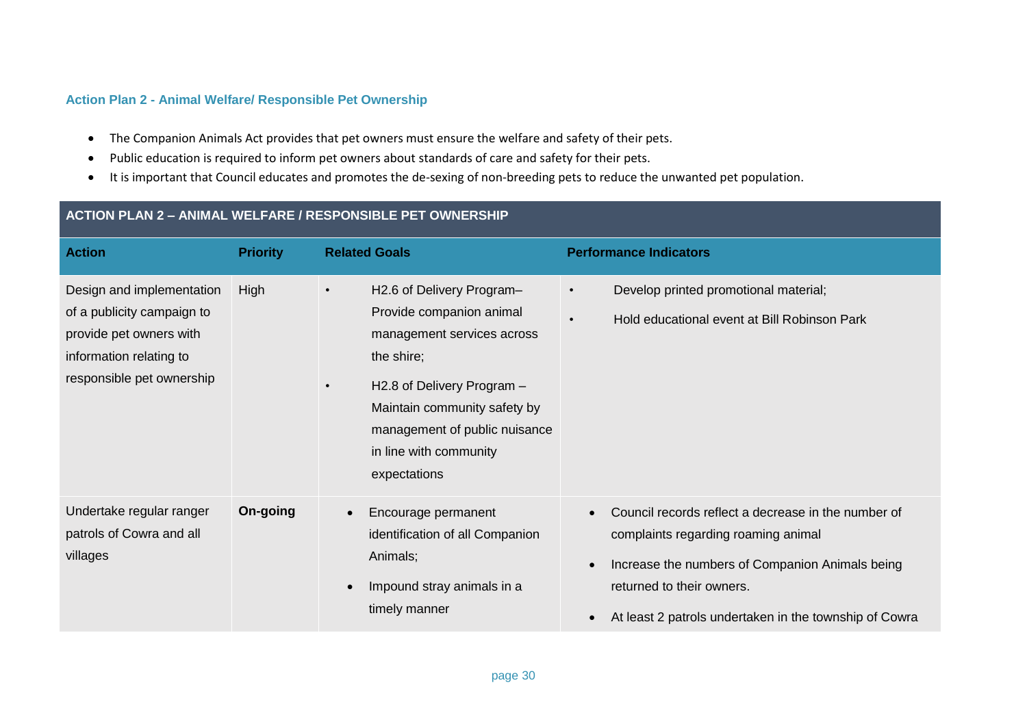### Action Plan 2 - Animal Welfare/ Responsible Pet Ownership

- The Companion Animals Act provides that pet owners must ensure the welfare and safety of their pets.
- Public education is required to inform pet owners about standards of care and safety for their pets.
- It is important that Council educates and promotes the de-sexing of non-breeding pets to reduce the unwanted pet population.

| ACTION PLAN 2 – ANIMAL WELFARE / RESPONSIBLE PET OWNERSHIP | | | |
|---|---|---|---|
| **Action** | **Priority** | **Related Goals** | **Performance Indicators** |
| Design and implementation of a publicity campaign to provide pet owners with information relating to responsible pet ownership | High | • H2.6 of Delivery Program– Provide companion animal management services across the shire;<br>• H2.8 of Delivery Program – Maintain community safety by management of public nuisance in line with community expectations | • Develop printed promotional material;<br>• Hold educational event at Bill Robinson Park |
| Undertake regular ranger patrols of Cowra and all villages | **On-going** | • Encourage permanent identification of all Companion Animals;<br>• Impound stray animals in a timely manner | • Council records reflect a decrease in the number of complaints regarding roaming animal<br>• Increase the numbers of Companion Animals being returned to their owners.<br>• At least 2 patrols undertaken in the township of Cowra |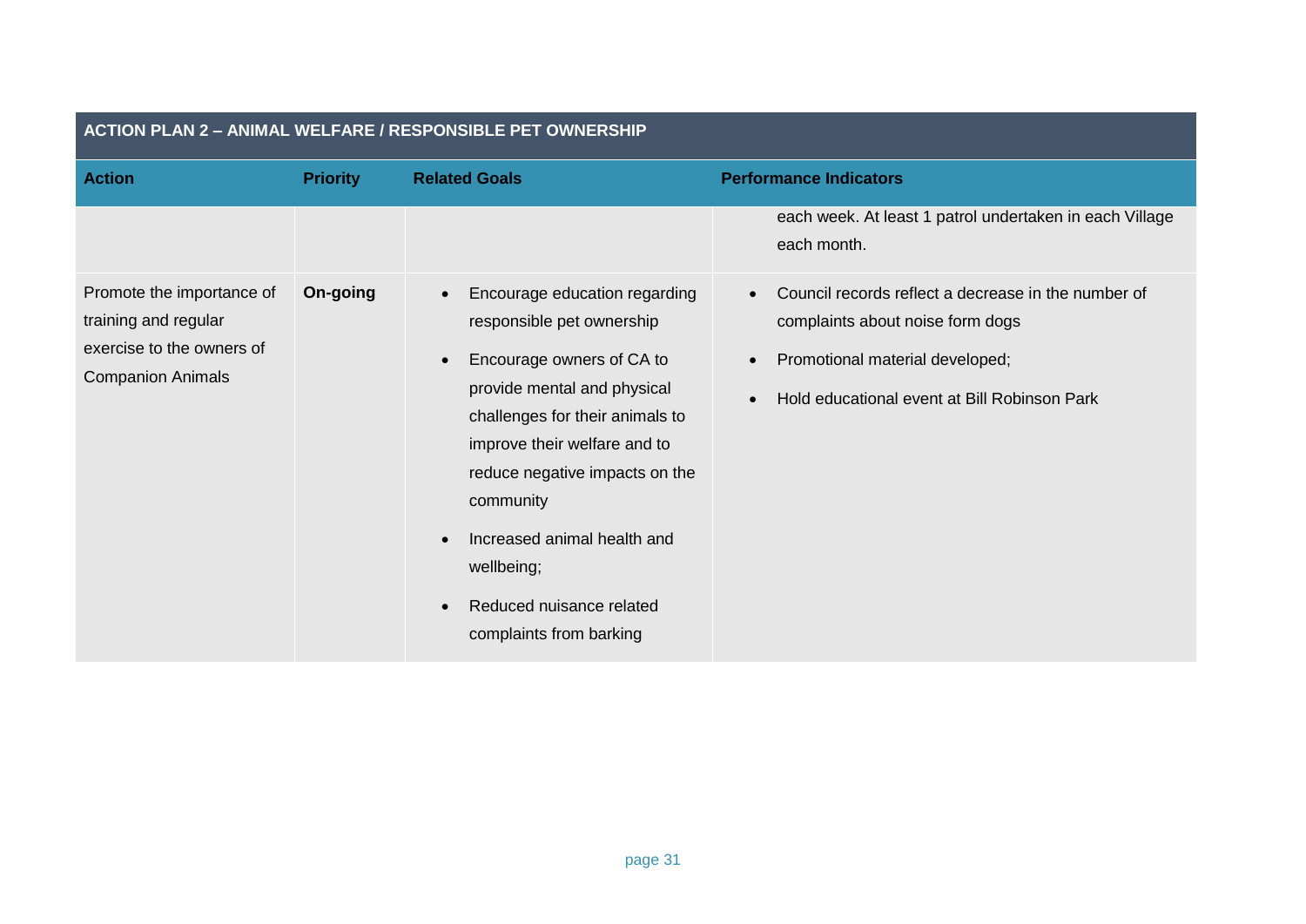| ACTION PLAN 2 – ANIMAL WELFARE / RESPONSIBLE PET OWNERSHIP | | | |
|---|---|---|---|
| **Action** | **Priority** | **Related Goals** | **Performance Indicators** |
| | | | each week. At least 1 patrol undertaken in each Village each month. |
| Promote the importance of training and regular exercise to the owners of Companion Animals | **On-going** | • Encourage education regarding responsible pet ownership<br>• Encourage owners of CA to provide mental and physical challenges for their animals to improve their welfare and to reduce negative impacts on the community<br>• Increased animal health and wellbeing;<br>• Reduced nuisance related complaints from barking | • Council records reflect a decrease in the number of complaints about noise form dogs<br>• Promotional material developed;<br>• Hold educational event at Bill Robinson Park |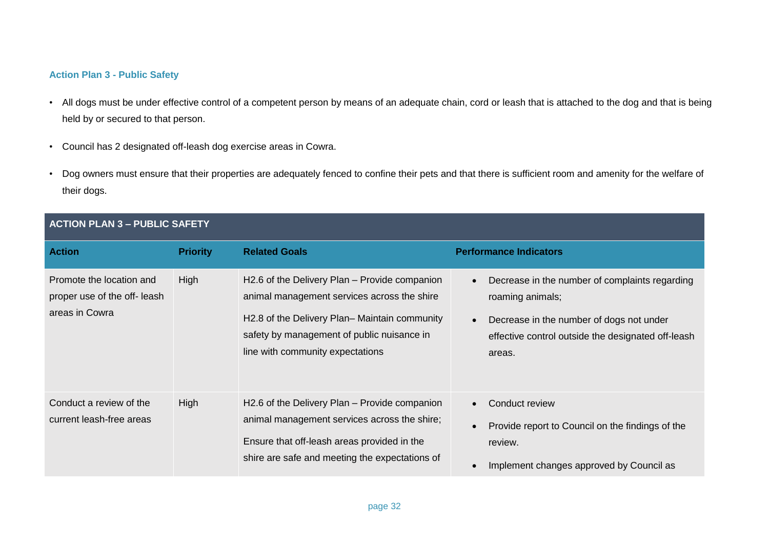### Action Plan 3 - Public Safety

- All dogs must be under effective control of a competent person by means of an adequate chain, cord or leash that is attached to the dog and that is being held by or secured to that person.
- Council has 2 designated off-leash dog exercise areas in Cowra.
- Dog owners must ensure that their properties are adequately fenced to confine their pets and that there is sufficient room and amenity for the welfare of their dogs.

| ACTION PLAN 3 – PUBLIC SAFETY | | | |
|---|---|---|---|
| **Action** | **Priority** | **Related Goals** | **Performance Indicators** |
| Promote the location and proper use of the off- leash areas in Cowra | High | H2.6 of the Delivery Plan – Provide companion animal management services across the shire<br><br>H2.8 of the Delivery Plan– Maintain community safety by management of public nuisance in line with community expectations | • Decrease in the number of complaints regarding roaming animals;<br>• Decrease in the number of dogs not under effective control outside the designated off-leash areas. |
| Conduct a review of the current leash-free areas | High | H2.6 of the Delivery Plan – Provide companion animal management services across the shire;<br><br>Ensure that off-leash areas provided in the shire are safe and meeting the expectations of | • Conduct review<br>• Provide report to Council on the findings of the review.<br>• Implement changes approved by Council as |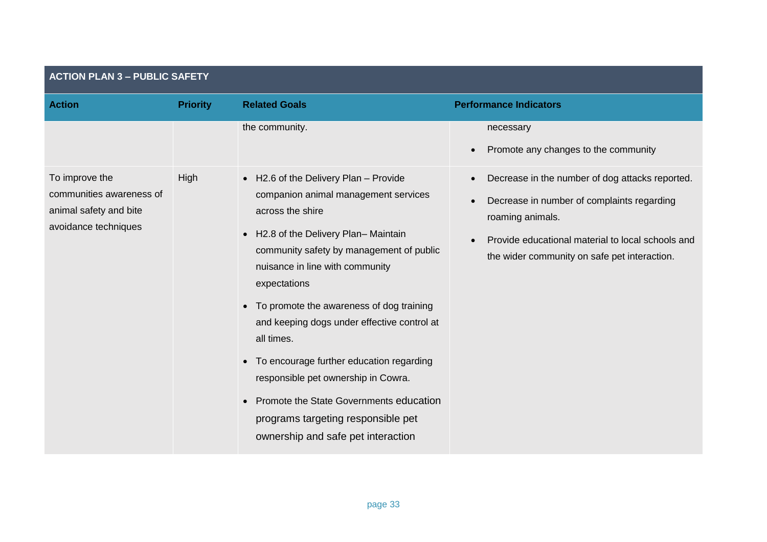| ACTION PLAN 3 – PUBLIC SAFETY | | | |
|---|---|---|---|
| **Action** | **Priority** | **Related Goals** | **Performance Indicators** |
| | | the community. | necessary<br>• Promote any changes to the community |
| To improve the communities awareness of animal safety and bite avoidance techniques | High | • H2.6 of the Delivery Plan – Provide companion animal management services across the shire<br>• H2.8 of the Delivery Plan– Maintain community safety by management of public nuisance in line with community expectations<br>• To promote the awareness of dog training and keeping dogs under effective control at all times.<br>• To encourage further education regarding responsible pet ownership in Cowra.<br>• Promote the State Governments education programs targeting responsible pet ownership and safe pet interaction | • Decrease in the number of dog attacks reported.<br>• Decrease in number of complaints regarding roaming animals.<br>• Provide educational material to local schools and the wider community on safe pet interaction. |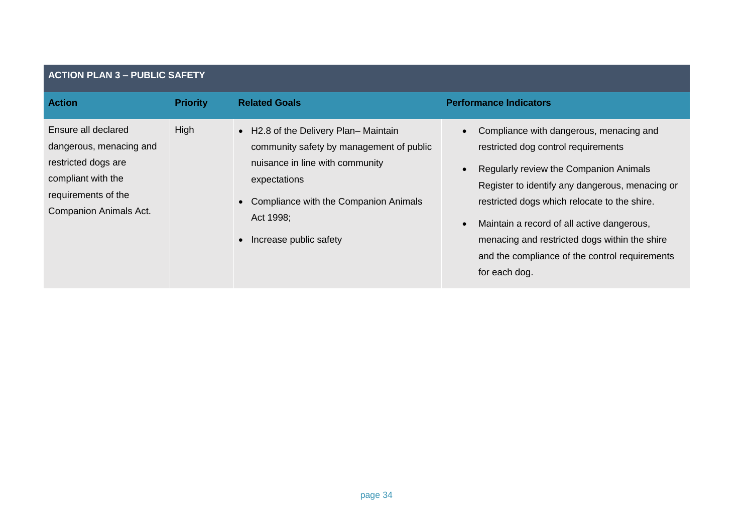| ACTION PLAN 3 – PUBLIC SAFETY | | | |
|---|---|---|---|
| **Action** | **Priority** | **Related Goals** | **Performance Indicators** |
| Ensure all declared dangerous, menacing and restricted dogs are compliant with the requirements of the Companion Animals Act. | High | • H2.8 of the Delivery Plan– Maintain community safety by management of public nuisance in line with community expectations<br>• Compliance with the Companion Animals Act 1998;<br>• Increase public safety | • Compliance with dangerous, menacing and restricted dog control requirements<br>• Regularly review the Companion Animals Register to identify any dangerous, menacing or restricted dogs which relocate to the shire.<br>• Maintain a record of all active dangerous, menacing and restricted dogs within the shire and the compliance of the control requirements for each dog. |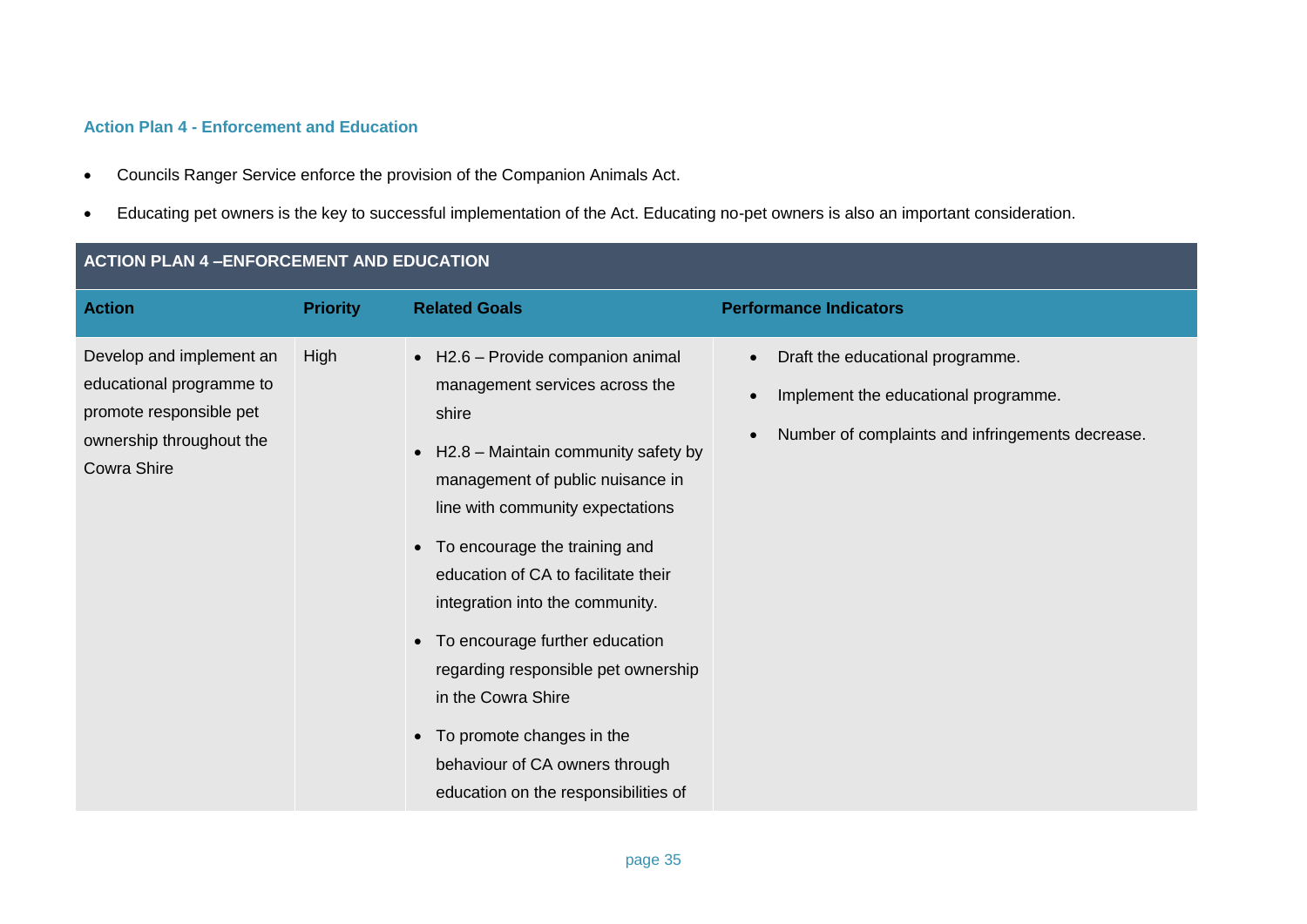### Action Plan 4 - Enforcement and Education

- Councils Ranger Service enforce the provision of the Companion Animals Act.
- Educating pet owners is the key to successful implementation of the Act. Educating no-pet owners is also an important consideration.

| ACTION PLAN 4 –ENFORCEMENT AND EDUCATION | | | |
|---|---|---|---|
| **Action** | **Priority** | **Related Goals** | **Performance Indicators** |
| Develop and implement an educational programme to promote responsible pet ownership throughout the Cowra Shire | High | • H2.6 – Provide companion animal management services across the shire<br>• H2.8 – Maintain community safety by management of public nuisance in line with community expectations<br>• To encourage the training and education of CA to facilitate their integration into the community.<br>• To encourage further education regarding responsible pet ownership in the Cowra Shire<br>• To promote changes in the behaviour of CA owners through education on the responsibilities of | • Draft the educational programme.<br>• Implement the educational programme.<br>• Number of complaints and infringements decrease. |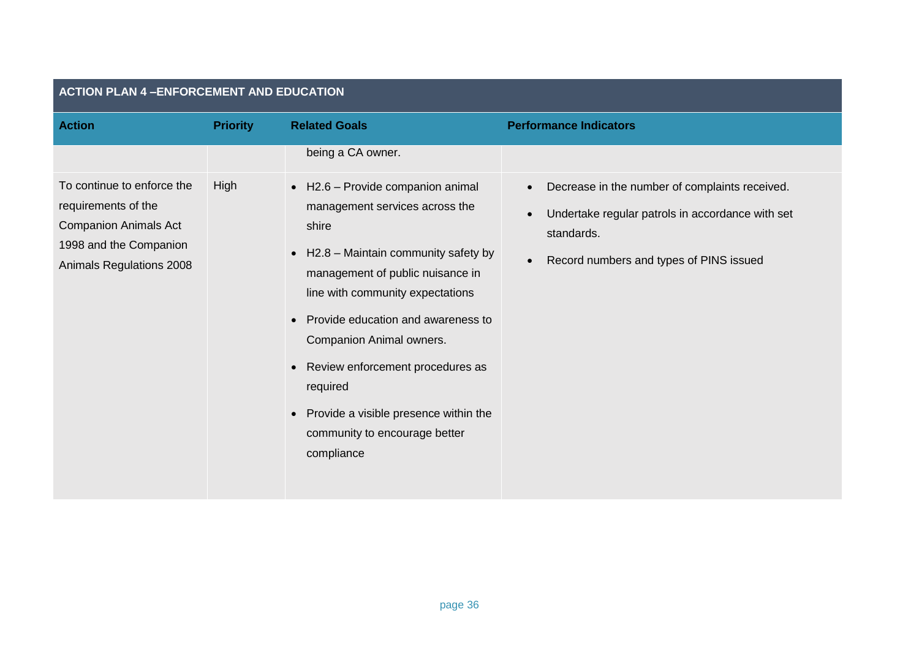| ACTION PLAN 4 –ENFORCEMENT AND EDUCATION | | | |
|---|---|---|---|
| **Action** | **Priority** | **Related Goals** | **Performance Indicators** |
| | | being a CA owner. | |
| To continue to enforce the requirements of the Companion Animals Act 1998 and the Companion Animals Regulations 2008 | High | • H2.6 – Provide companion animal management services across the shire<br>• H2.8 – Maintain community safety by management of public nuisance in line with community expectations<br>• Provide education and awareness to Companion Animal owners.<br>• Review enforcement procedures as required<br>• Provide a visible presence within the community to encourage better compliance | • Decrease in the number of complaints received.<br>• Undertake regular patrols in accordance with set standards.<br>• Record numbers and types of PINS issued |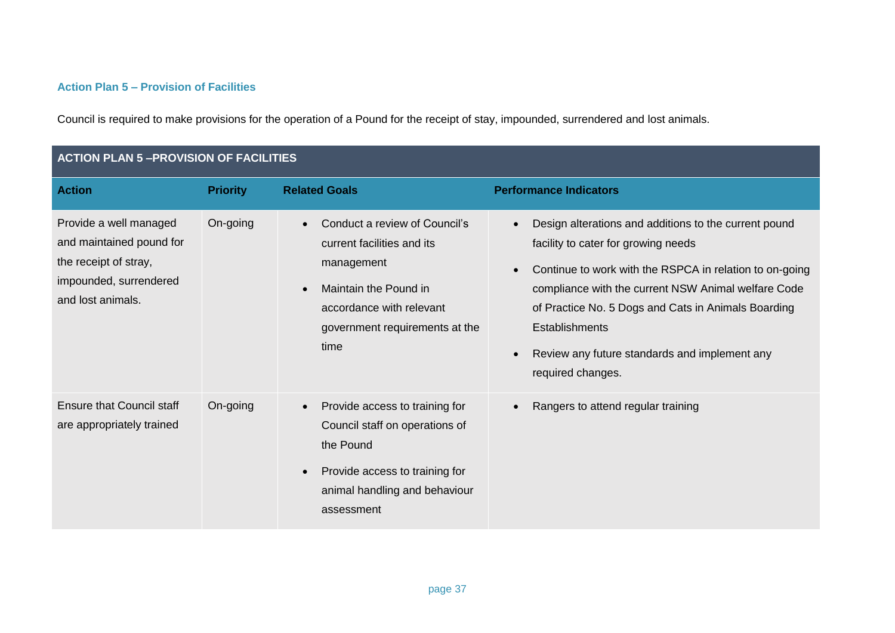### Action Plan 5 – Provision of Facilities

Council is required to make provisions for the operation of a Pound for the receipt of stay, impounded, surrendered and lost animals.

| ACTION PLAN 5 –PROVISION OF FACILITIES | | | |
|---|---|---|---|
| **Action** | **Priority** | **Related Goals** | **Performance Indicators** |
| Provide a well managed and maintained pound for the receipt of stray, impounded, surrendered and lost animals. | On-going | • Conduct a review of Council's current facilities and its management<br>• Maintain the Pound in accordance with relevant government requirements at the time | • Design alterations and additions to the current pound facility to cater for growing needs<br>• Continue to work with the RSPCA in relation to on-going compliance with the current NSW Animal welfare Code of Practice No. 5 Dogs and Cats in Animals Boarding Establishments<br>• Review any future standards and implement any required changes. |
| Ensure that Council staff are appropriately trained | On-going | • Provide access to training for Council staff on operations of the Pound<br>• Provide access to training for animal handling and behaviour assessment | • Rangers to attend regular training |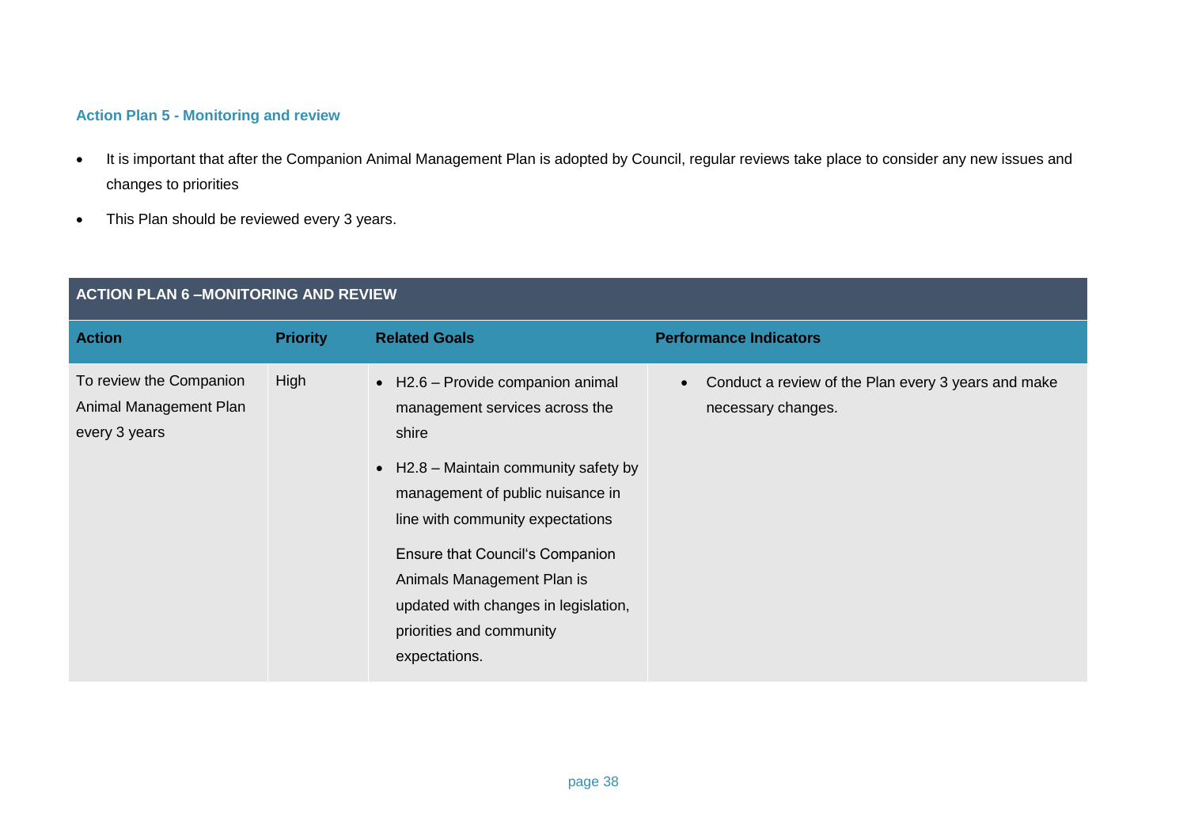### Action Plan 5 - Monitoring and review

- It is important that after the Companion Animal Management Plan is adopted by Council, regular reviews take place to consider any new issues and changes to priorities
- This Plan should be reviewed every 3 years.

| ACTION PLAN 6 –MONITORING AND REVIEW | | | |
|---|---|---|---|
| **Action** | **Priority** | **Related Goals** | **Performance Indicators** |
| To review the Companion Animal Management Plan every 3 years | High | • H2.6 – Provide companion animal management services across the shire<br>• H2.8 – Maintain community safety by management of public nuisance in line with community expectations<br>Ensure that Council's Companion Animals Management Plan is updated with changes in legislation, priorities and community expectations. | • Conduct a review of the Plan every 3 years and make necessary changes. |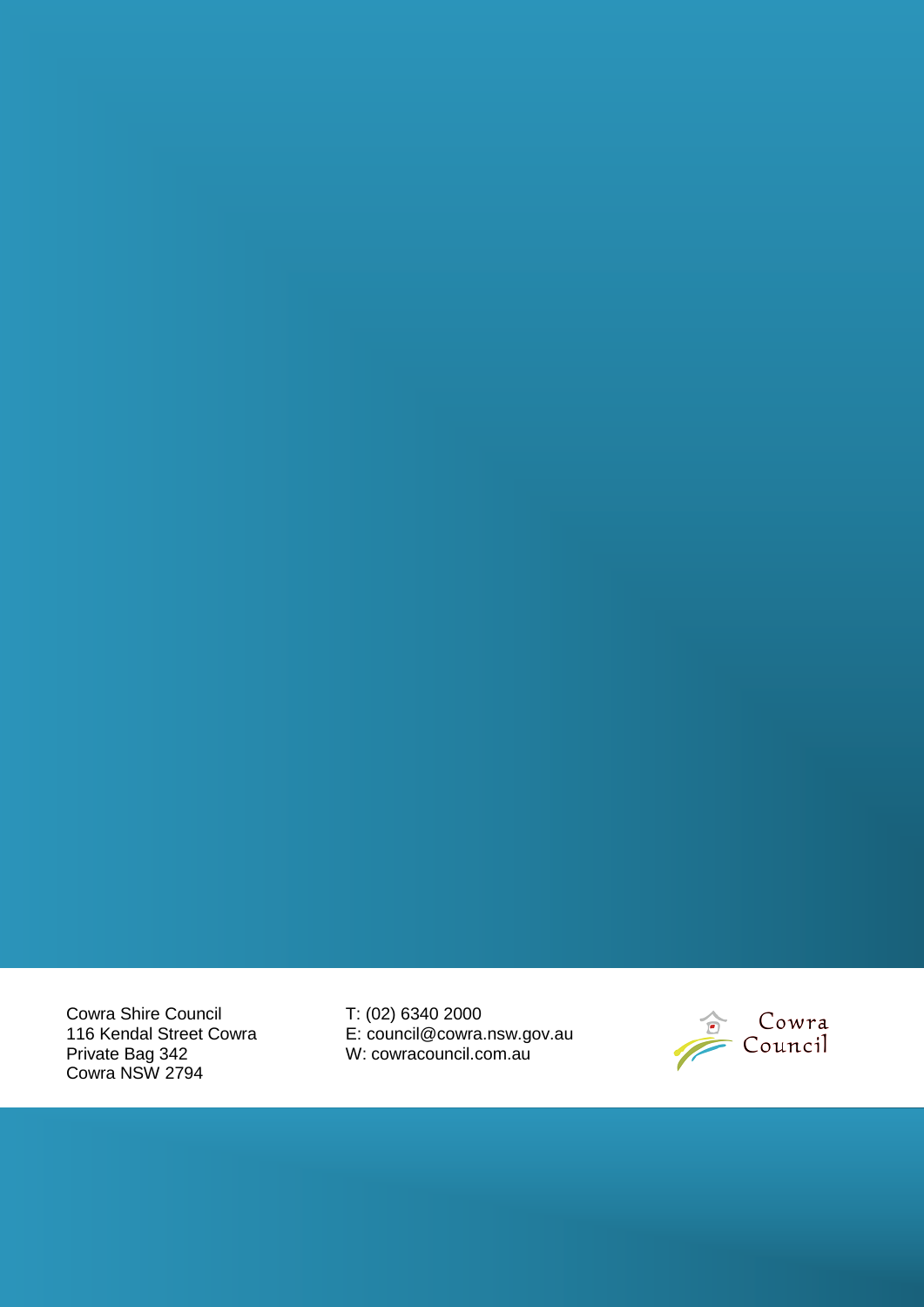Cowra Shire Council
116 Kendal Street Cowra
Private Bag 342
Cowra NSW 2794

T: (02) 6340 2000
E: council@cowra.nsw.gov.au
W: cowracouncil.com.au

Cowra Council